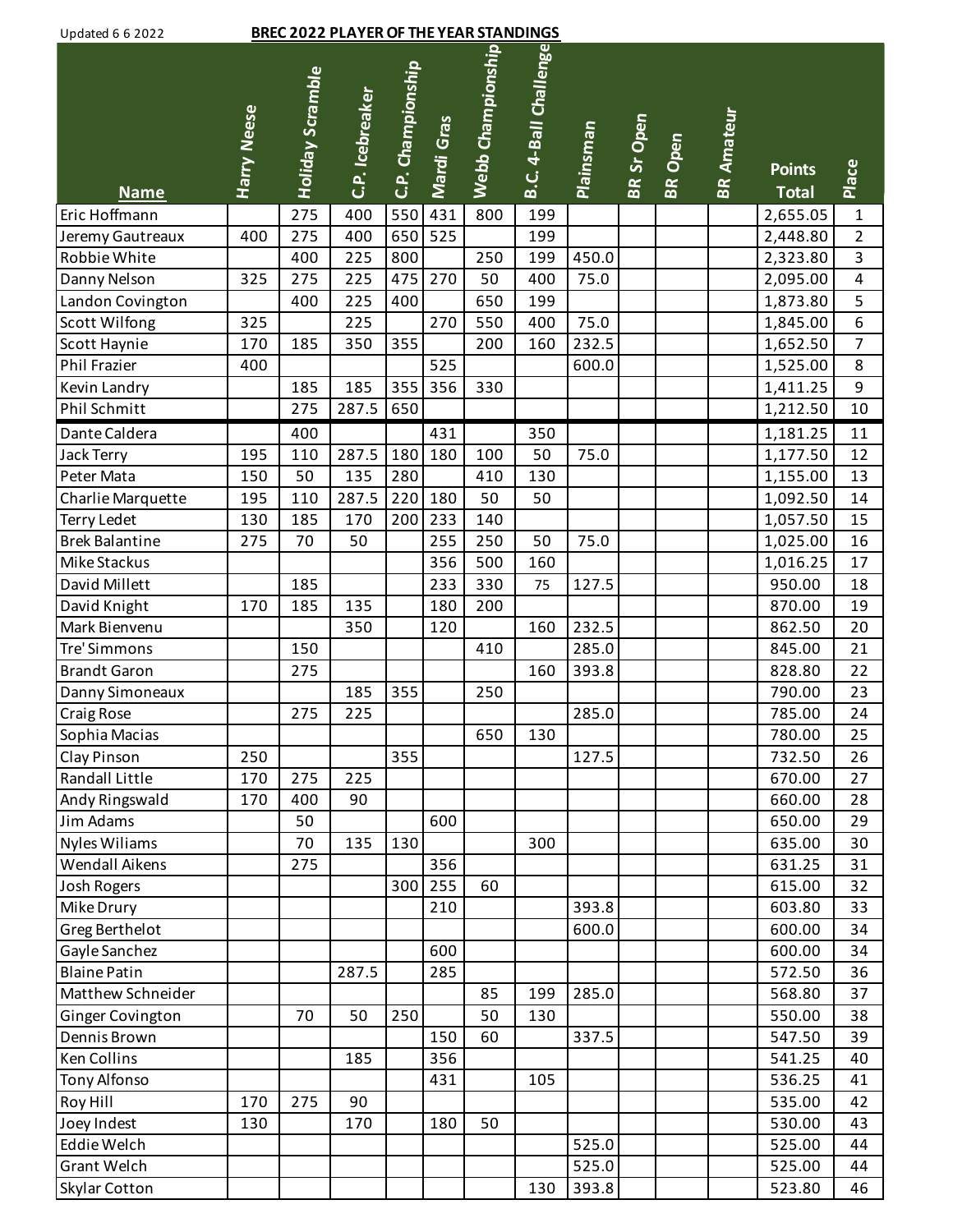Updated 6 6 2022

# BREC 2022 PLAYER OF THE YEAR STANDINGS

| Name | Harry Neese | Holiday Scramble | C.P. Icebreaker | C.P. Championship | Mardi Gras | Webb Championship | B.C. 4-Ball Challenge | Plainsman | BR Sr Open | BR Open | BR Amateur | Points Total | Place |
|---|---|---|---|---|---|---|---|---|---|---|---|---|---|
| Eric Hoffmann | | 275 | 400 | 550 | 431 | 800 | 199 | | | | | 2,655.05 | 1 |
| Jeremy Gautreaux | 400 | 275 | 400 | 650 | 525 | | 199 | | | | | 2,448.80 | 2 |
| Robbie White | | 400 | 225 | 800 | | 250 | 199 | 450.0 | | | | 2,323.80 | 3 |
| Danny Nelson | 325 | 275 | 225 | 475 | 270 | 50 | 400 | 75.0 | | | | 2,095.00 | 4 |
| Landon Covington | | 400 | 225 | 400 | | 650 | 199 | | | | | 1,873.80 | 5 |
| Scott Wilfong | 325 | | 225 | | 270 | 550 | 400 | 75.0 | | | | 1,845.00 | 6 |
| Scott Haynie | 170 | 185 | 350 | 355 | | 200 | 160 | 232.5 | | | | 1,652.50 | 7 |
| Phil Frazier | 400 | | | | 525 | | | 600.0 | | | | 1,525.00 | 8 |
| Kevin Landry | | 185 | 185 | 355 | 356 | 330 | | | | | | 1,411.25 | 9 |
| Phil Schmitt | | 275 | 287.5 | 650 | | | | | | | | 1,212.50 | 10 |
| Dante Caldera | | 400 | | | 431 | | 350 | | | | | 1,181.25 | 11 |
| Jack Terry | 195 | 110 | 287.5 | 180 | 180 | 100 | 50 | 75.0 | | | | 1,177.50 | 12 |
| Peter Mata | 150 | 50 | 135 | 280 | | 410 | 130 | | | | | 1,155.00 | 13 |
| Charlie Marquette | 195 | 110 | 287.5 | 220 | 180 | 50 | 50 | | | | | 1,092.50 | 14 |
| Terry Ledet | 130 | 185 | 170 | 200 | 233 | 140 | | | | | | 1,057.50 | 15 |
| Brek Balantine | 275 | 70 | 50 | | 255 | 250 | 50 | 75.0 | | | | 1,025.00 | 16 |
| Mike Stackus | | | | | 356 | 500 | 160 | | | | | 1,016.25 | 17 |
| David Millett | | 185 | | | 233 | 330 | 75 | 127.5 | | | | 950.00 | 18 |
| David Knight | 170 | 185 | 135 | | 180 | 200 | | | | | | 870.00 | 19 |
| Mark Bienvenu | | | 350 | | 120 | | 160 | 232.5 | | | | 862.50 | 20 |
| Tre' Simmons | | 150 | | | | 410 | | 285.0 | | | | 845.00 | 21 |
| Brandt Garon | | 275 | | | | | 160 | 393.8 | | | | 828.80 | 22 |
| Danny Simoneaux | | | 185 | 355 | | 250 | | | | | | 790.00 | 23 |
| Craig Rose | | 275 | 225 | | | | | 285.0 | | | | 785.00 | 24 |
| Sophia Macias | | | | | | 650 | 130 | | | | | 780.00 | 25 |
| Clay Pinson | 250 | | | 355 | | | | 127.5 | | | | 732.50 | 26 |
| Randall Little | 170 | 275 | 225 | | | | | | | | | 670.00 | 27 |
| Andy Ringswald | 170 | 400 | 90 | | | | | | | | | 660.00 | 28 |
| Jim Adams | | 50 | | | 600 | | | | | | | 650.00 | 29 |
| Nyles Wiliams | | 70 | 135 | 130 | | | 300 | | | | | 635.00 | 30 |
| Wendall Aikens | | 275 | | | 356 | | | | | | | 631.25 | 31 |
| Josh Rogers | | | | 300 | 255 | 60 | | | | | | 615.00 | 32 |
| Mike Drury | | | | | 210 | | | 393.8 | | | | 603.80 | 33 |
| Greg Berthelot | | | | | | | | 600.0 | | | | 600.00 | 34 |
| Gayle Sanchez | | | | | 600 | | | | | | | 600.00 | 34 |
| Blaine Patin | | | 287.5 | | 285 | | | | | | | 572.50 | 36 |
| Matthew Schneider | | | | | | 85 | 199 | 285.0 | | | | 568.80 | 37 |
| Ginger Covington | | 70 | 50 | 250 | | 50 | 130 | | | | | 550.00 | 38 |
| Dennis Brown | | | | | 150 | 60 | | 337.5 | | | | 547.50 | 39 |
| Ken Collins | | | 185 | | 356 | | | | | | | 541.25 | 40 |
| Tony Alfonso | | | | | 431 | | 105 | | | | | 536.25 | 41 |
| Roy Hill | 170 | 275 | 90 | | | | | | | | | 535.00 | 42 |
| Joey Indest | 130 | | 170 | | 180 | 50 | | | | | | 530.00 | 43 |
| Eddie Welch | | | | | | | | 525.0 | | | | 525.00 | 44 |
| Grant Welch | | | | | | | | 525.0 | | | | 525.00 | 44 |
| Skylar Cotton | | | | | | | 130 | 393.8 | | | | 523.80 | 46 |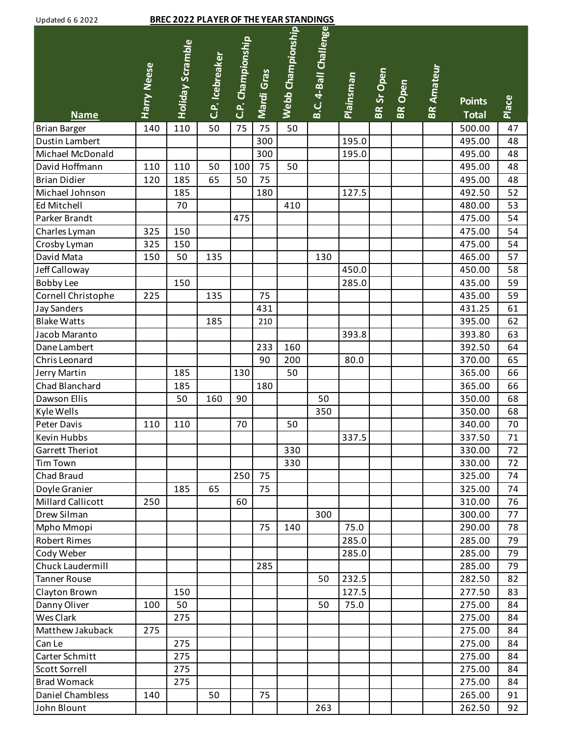Updated 6 6 2022

**BREC 2022 PLAYER OF THE YEAR STANDINGS**

| Name | Harry Neese | Holiday Scramble | C.P. Icebreaker | C.P. Championship | Mardi Gras | Webb Championship | B.C. 4-Ball Challenge | Plainsman | BR Sr Open | BR Open | BR Amateur | Points Total | Place |
|---|---|---|---|---|---|---|---|---|---|---|---|---|---|
| Brian Barger | 140 | 110 | 50 | 75 | 75 | 50 | | | | | | 500.00 | 47 |
| Dustin Lambert | | | | | 300 | | | 195.0 | | | | 495.00 | 48 |
| Michael McDonald | | | | | 300 | | | 195.0 | | | | 495.00 | 48 |
| David Hoffmann | 110 | 110 | 50 | 100 | 75 | 50 | | | | | | 495.00 | 48 |
| Brian Didier | 120 | 185 | 65 | 50 | 75 | | | | | | | 495.00 | 48 |
| Michael Johnson | | 185 | | | 180 | | | 127.5 | | | | 492.50 | 52 |
| Ed Mitchell | | 70 | | | | 410 | | | | | | 480.00 | 53 |
| Parker Brandt | | | | 475 | | | | | | | | 475.00 | 54 |
| Charles Lyman | 325 | 150 | | | | | | | | | | 475.00 | 54 |
| Crosby Lyman | 325 | 150 | | | | | | | | | | 475.00 | 54 |
| David Mata | 150 | 50 | 135 | | | | 130 | | | | | 465.00 | 57 |
| Jeff Calloway | | | | | | | | 450.0 | | | | 450.00 | 58 |
| Bobby Lee | | 150 | | | | | | 285.0 | | | | 435.00 | 59 |
| Cornell Christophe | 225 | | 135 | | 75 | | | | | | | 435.00 | 59 |
| Jay Sanders | | | | | 431 | | | | | | | 431.25 | 61 |
| Blake Watts | | | 185 | | 210 | | | | | | | 395.00 | 62 |
| Jacob Maranto | | | | | | | | 393.8 | | | | 393.80 | 63 |
| Dane Lambert | | | | | 233 | 160 | | | | | | 392.50 | 64 |
| Chris Leonard | | | | | 90 | 200 | | 80.0 | | | | 370.00 | 65 |
| Jerry Martin | | 185 | | 130 | | 50 | | | | | | 365.00 | 66 |
| Chad Blanchard | | 185 | | | 180 | | | | | | | 365.00 | 66 |
| Dawson Ellis | | 50 | 160 | 90 | | | 50 | | | | | 350.00 | 68 |
| Kyle Wells | | | | | | | 350 | | | | | 350.00 | 68 |
| Peter Davis | 110 | 110 | | 70 | | 50 | | | | | | 340.00 | 70 |
| Kevin Hubbs | | | | | | | | 337.5 | | | | 337.50 | 71 |
| Garrett Theriot | | | | | | 330 | | | | | | 330.00 | 72 |
| Tim Town | | | | | | 330 | | | | | | 330.00 | 72 |
| Chad Braud | | | | 250 | 75 | | | | | | | 325.00 | 74 |
| Doyle Granier | | 185 | 65 | | 75 | | | | | | | 325.00 | 74 |
| Millard Callicott | 250 | | | 60 | | | | | | | | 310.00 | 76 |
| Drew Silman | | | | | | | 300 | | | | | 300.00 | 77 |
| Mpho Mmopi | | | | | 75 | 140 | | 75.0 | | | | 290.00 | 78 |
| Robert Rimes | | | | | | | | 285.0 | | | | 285.00 | 79 |
| Cody Weber | | | | | | | | 285.0 | | | | 285.00 | 79 |
| Chuck Laudermill | | | | | 285 | | | | | | | 285.00 | 79 |
| Tanner Rouse | | | | | | | 50 | 232.5 | | | | 282.50 | 82 |
| Clayton Brown | | 150 | | | | | | 127.5 | | | | 277.50 | 83 |
| Danny Oliver | 100 | 50 | | | | | 50 | 75.0 | | | | 275.00 | 84 |
| Wes Clark | | 275 | | | | | | | | | | 275.00 | 84 |
| Matthew Jakuback | 275 | | | | | | | | | | | 275.00 | 84 |
| Can Le | | 275 | | | | | | | | | | 275.00 | 84 |
| Carter Schmitt | | 275 | | | | | | | | | | 275.00 | 84 |
| Scott Sorrell | | 275 | | | | | | | | | | 275.00 | 84 |
| Brad Womack | | 275 | | | | | | | | | | 275.00 | 84 |
| Daniel Chambless | 140 | | 50 | | 75 | | | | | | | 265.00 | 91 |
| John Blount | | | | | | | 263 | | | | | 262.50 | 92 |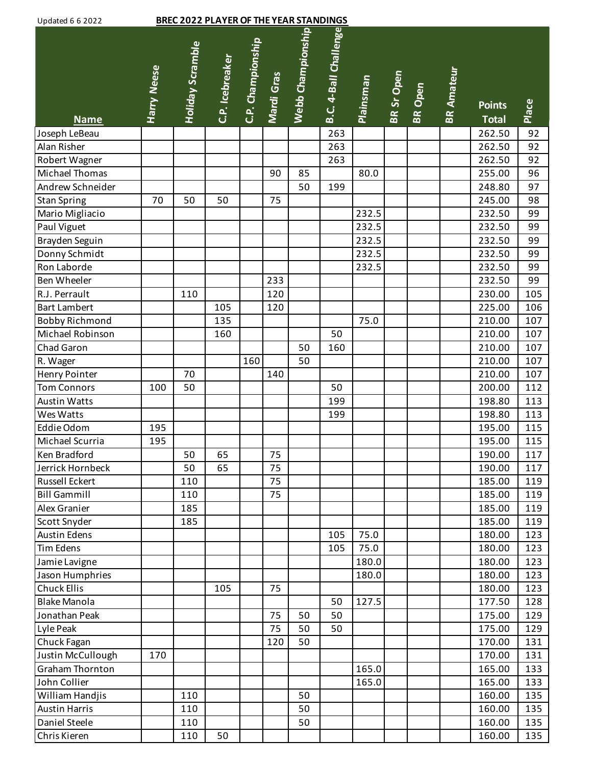Updated 6 6 2022

**BREC 2022 PLAYER OF THE YEAR STANDINGS**

| Name | Harry Neese | Holiday Scramble | C.P. Icebreaker | C.P. Championship | Mardi Gras | Webb Championship | B.C. 4-Ball Challenge | Plainsman | BR Sr Open | BR Open | BR Amateur | Points Total | Place |
|---|---|---|---|---|---|---|---|---|---|---|---|---|---|
| Joseph LeBeau | | | | | | | 263 | | | | | 262.50 | 92 |
| Alan Risher | | | | | | | 263 | | | | | 262.50 | 92 |
| Robert Wagner | | | | | | | 263 | | | | | 262.50 | 92 |
| Michael Thomas | | | | | 90 | 85 | | 80.0 | | | | 255.00 | 96 |
| Andrew Schneider | | | | | | 50 | 199 | | | | | 248.80 | 97 |
| Stan Spring | 70 | 50 | 50 | | 75 | | | | | | | 245.00 | 98 |
| Mario Migliacio | | | | | | | | 232.5 | | | | 232.50 | 99 |
| Paul Viguet | | | | | | | | 232.5 | | | | 232.50 | 99 |
| Brayden Seguin | | | | | | | | 232.5 | | | | 232.50 | 99 |
| Donny Schmidt | | | | | | | | 232.5 | | | | 232.50 | 99 |
| Ron Laborde | | | | | | | | 232.5 | | | | 232.50 | 99 |
| Ben Wheeler | | | | | 233 | | | | | | | 232.50 | 99 |
| R.J. Perrault | | 110 | | | 120 | | | | | | | 230.00 | 105 |
| Bart Lambert | | | 105 | | 120 | | | | | | | 225.00 | 106 |
| Bobby Richmond | | | 135 | | | | | 75.0 | | | | 210.00 | 107 |
| Michael Robinson | | | 160 | | | | 50 | | | | | 210.00 | 107 |
| Chad Garon | | | | | | 50 | 160 | | | | | 210.00 | 107 |
| R. Wager | | | | 160 | | 50 | | | | | | 210.00 | 107 |
| Henry Pointer | | 70 | | | 140 | | | | | | | 210.00 | 107 |
| Tom Connors | 100 | 50 | | | | | 50 | | | | | 200.00 | 112 |
| Austin Watts | | | | | | | 199 | | | | | 198.80 | 113 |
| Wes Watts | | | | | | | 199 | | | | | 198.80 | 113 |
| Eddie Odom | 195 | | | | | | | | | | | 195.00 | 115 |
| Michael Scurria | 195 | | | | | | | | | | | 195.00 | 115 |
| Ken Bradford | | 50 | 65 | | 75 | | | | | | | 190.00 | 117 |
| Jerrick Hornbeck | | 50 | 65 | | 75 | | | | | | | 190.00 | 117 |
| Russell Eckert | | 110 | | | 75 | | | | | | | 185.00 | 119 |
| Bill Gammill | | 110 | | | 75 | | | | | | | 185.00 | 119 |
| Alex Granier | | 185 | | | | | | | | | | 185.00 | 119 |
| Scott Snyder | | 185 | | | | | | | | | | 185.00 | 119 |
| Austin Edens | | | | | | | 105 | 75.0 | | | | 180.00 | 123 |
| Tim Edens | | | | | | | 105 | 75.0 | | | | 180.00 | 123 |
| Jamie Lavigne | | | | | | | | 180.0 | | | | 180.00 | 123 |
| Jason Humphries | | | | | | | | 180.0 | | | | 180.00 | 123 |
| Chuck Ellis | | | 105 | | 75 | | | | | | | 180.00 | 123 |
| Blake Manola | | | | | | | 50 | 127.5 | | | | 177.50 | 128 |
| Jonathan Peak | | | | | 75 | 50 | 50 | | | | | 175.00 | 129 |
| Lyle Peak | | | | | 75 | 50 | 50 | | | | | 175.00 | 129 |
| Chuck Fagan | | | | | 120 | 50 | | | | | | 170.00 | 131 |
| Justin McCullough | 170 | | | | | | | | | | | 170.00 | 131 |
| Graham Thornton | | | | | | | | 165.0 | | | | 165.00 | 133 |
| John Collier | | | | | | | | 165.0 | | | | 165.00 | 133 |
| William Handjis | | 110 | | | | 50 | | | | | | 160.00 | 135 |
| Austin Harris | | 110 | | | | 50 | | | | | | 160.00 | 135 |
| Daniel Steele | | 110 | | | | 50 | | | | | | 160.00 | 135 |
| Chris Kieren | | 110 | 50 | | | | | | | | | 160.00 | 135 |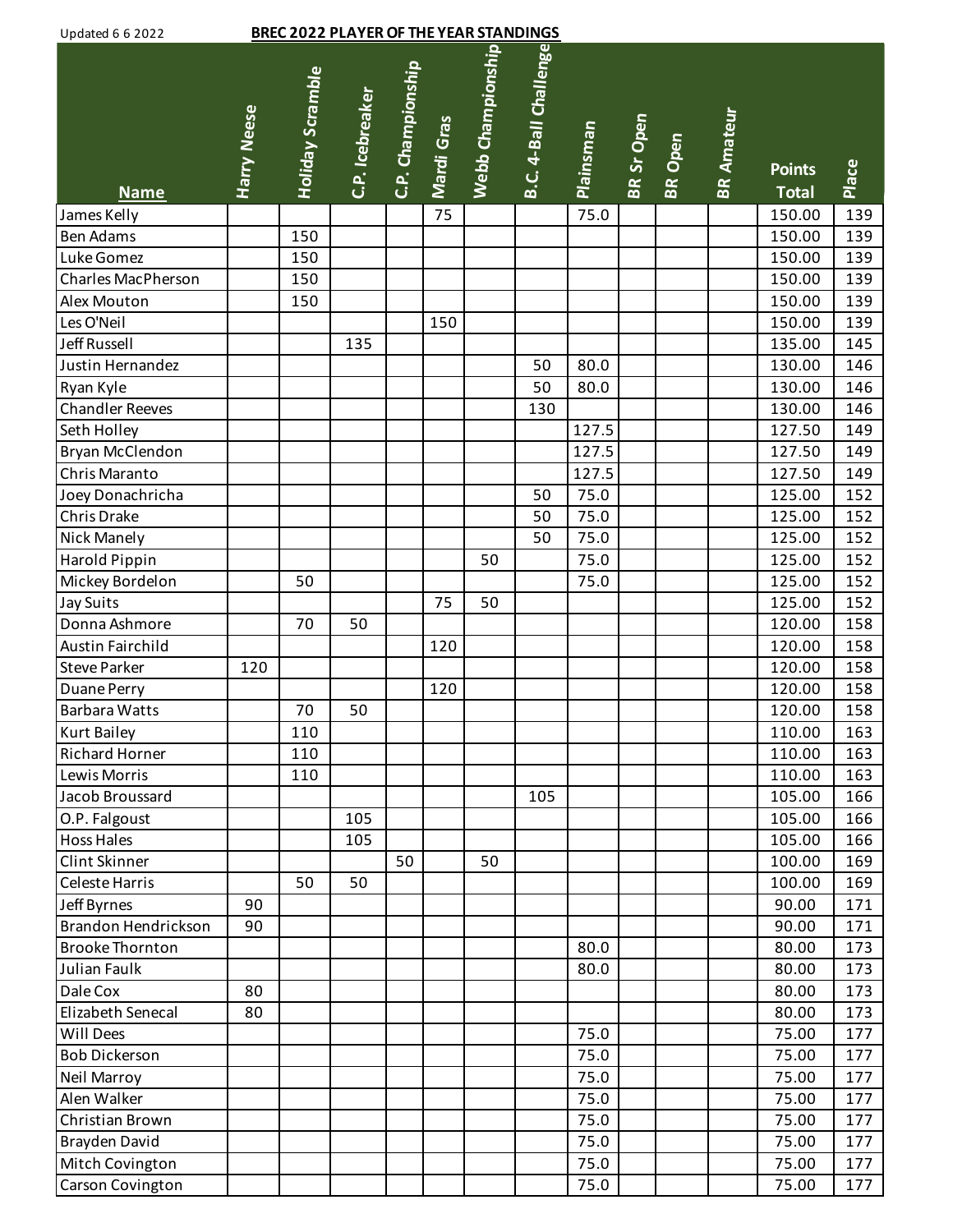Updated 6 6 2022

**BREC 2022 PLAYER OF THE YEAR STANDINGS**

| Name | Harry Neese | Holiday Scramble | C.P. Icebreaker | C.P. Championship | Mardi Gras | Webb Championship | B.C. 4-Ball Challenge | Plainsman | BR Sr Open | BR Open | BR Amateur | Points Total | Place |
|---|---|---|---|---|---|---|---|---|---|---|---|---|---|
| James Kelly | | | | | 75 | | | 75.0 | | | | 150.00 | 139 |
| Ben Adams | | 150 | | | | | | | | | | 150.00 | 139 |
| Luke Gomez | | 150 | | | | | | | | | | 150.00 | 139 |
| Charles MacPherson | | 150 | | | | | | | | | | 150.00 | 139 |
| Alex Mouton | | 150 | | | | | | | | | | 150.00 | 139 |
| Les O'Neil | | | | | 150 | | | | | | | 150.00 | 139 |
| Jeff Russell | | | 135 | | | | | | | | | 135.00 | 145 |
| Justin Hernandez | | | | | | | 50 | 80.0 | | | | 130.00 | 146 |
| Ryan Kyle | | | | | | | 50 | 80.0 | | | | 130.00 | 146 |
| Chandler Reeves | | | | | | | 130 | | | | | 130.00 | 146 |
| Seth Holley | | | | | | | | 127.5 | | | | 127.50 | 149 |
| Bryan McClendon | | | | | | | | 127.5 | | | | 127.50 | 149 |
| Chris Maranto | | | | | | | | 127.5 | | | | 127.50 | 149 |
| Joey Donachricha | | | | | | | 50 | 75.0 | | | | 125.00 | 152 |
| Chris Drake | | | | | | | 50 | 75.0 | | | | 125.00 | 152 |
| Nick Manely | | | | | | | 50 | 75.0 | | | | 125.00 | 152 |
| Harold Pippin | | | | | | 50 | | 75.0 | | | | 125.00 | 152 |
| Mickey Bordelon | | 50 | | | | | | 75.0 | | | | 125.00 | 152 |
| Jay Suits | | | | | 75 | 50 | | | | | | 125.00 | 152 |
| Donna Ashmore | | 70 | 50 | | | | | | | | | 120.00 | 158 |
| Austin Fairchild | | | | | 120 | | | | | | | 120.00 | 158 |
| Steve Parker | 120 | | | | | | | | | | | 120.00 | 158 |
| Duane Perry | | | | | 120 | | | | | | | 120.00 | 158 |
| Barbara Watts | | 70 | 50 | | | | | | | | | 120.00 | 158 |
| Kurt Bailey | | 110 | | | | | | | | | | 110.00 | 163 |
| Richard Horner | | 110 | | | | | | | | | | 110.00 | 163 |
| Lewis Morris | | 110 | | | | | | | | | | 110.00 | 163 |
| Jacob Broussard | | | | | | | 105 | | | | | 105.00 | 166 |
| O.P. Falgoust | | | 105 | | | | | | | | | 105.00 | 166 |
| Hoss Hales | | | 105 | | | | | | | | | 105.00 | 166 |
| Clint Skinner | | | | 50 | | 50 | | | | | | 100.00 | 169 |
| Celeste Harris | | 50 | 50 | | | | | | | | | 100.00 | 169 |
| Jeff Byrnes | 90 | | | | | | | | | | | 90.00 | 171 |
| Brandon Hendrickson | 90 | | | | | | | | | | | 90.00 | 171 |
| Brooke Thornton | | | | | | | | 80.0 | | | | 80.00 | 173 |
| Julian Faulk | | | | | | | | 80.0 | | | | 80.00 | 173 |
| Dale Cox | 80 | | | | | | | | | | | 80.00 | 173 |
| Elizabeth Senecal | 80 | | | | | | | | | | | 80.00 | 173 |
| Will Dees | | | | | | | | 75.0 | | | | 75.00 | 177 |
| Bob Dickerson | | | | | | | | 75.0 | | | | 75.00 | 177 |
| Neil Marroy | | | | | | | | 75.0 | | | | 75.00 | 177 |
| Alen Walker | | | | | | | | 75.0 | | | | 75.00 | 177 |
| Christian Brown | | | | | | | | 75.0 | | | | 75.00 | 177 |
| Brayden David | | | | | | | | 75.0 | | | | 75.00 | 177 |
| Mitch Covington | | | | | | | | 75.0 | | | | 75.00 | 177 |
| Carson Covington | | | | | | | | 75.0 | | | | 75.00 | 177 |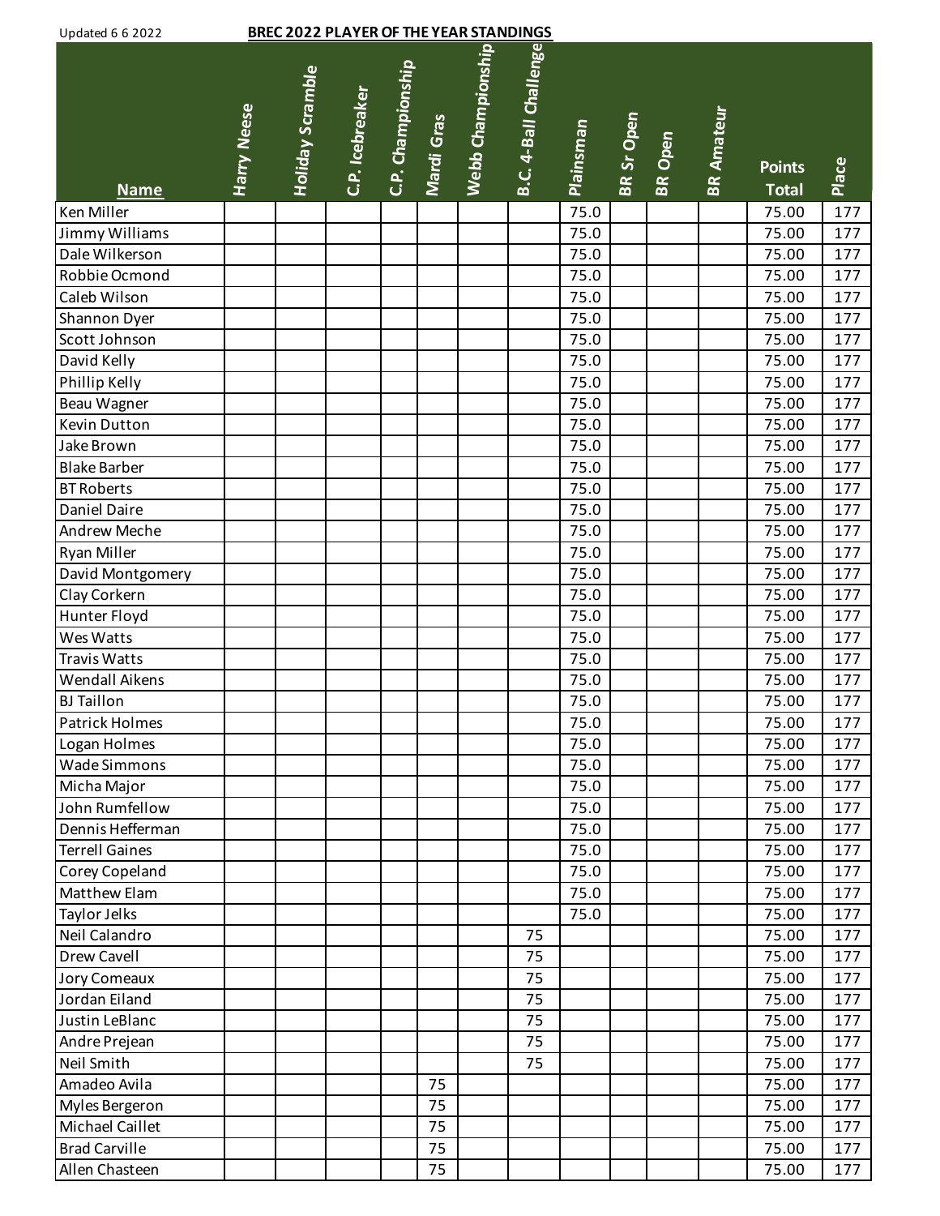Updated 6 6 2022

**BREC 2022 PLAYER OF THE YEAR STANDINGS**

| Name | Harry Neese | Holiday Scramble | C.P. Icebreaker | C.P. Championship | Mardi Gras | Webb Championship | B.C. 4-Ball Challenge | Plainsman | BR Sr Open | BR Open | BR Amateur | Points Total | Place |
|---|---|---|---|---|---|---|---|---|---|---|---|---|---|
| Ken Miller | | | | | | | | 75.0 | | | | 75.00 | 177 |
| Jimmy Williams | | | | | | | | 75.0 | | | | 75.00 | 177 |
| Dale Wilkerson | | | | | | | | 75.0 | | | | 75.00 | 177 |
| Robbie Ocmond | | | | | | | | 75.0 | | | | 75.00 | 177 |
| Caleb Wilson | | | | | | | | 75.0 | | | | 75.00 | 177 |
| Shannon Dyer | | | | | | | | 75.0 | | | | 75.00 | 177 |
| Scott Johnson | | | | | | | | 75.0 | | | | 75.00 | 177 |
| David Kelly | | | | | | | | 75.0 | | | | 75.00 | 177 |
| Phillip Kelly | | | | | | | | 75.0 | | | | 75.00 | 177 |
| Beau Wagner | | | | | | | | 75.0 | | | | 75.00 | 177 |
| Kevin Dutton | | | | | | | | 75.0 | | | | 75.00 | 177 |
| Jake Brown | | | | | | | | 75.0 | | | | 75.00 | 177 |
| Blake Barber | | | | | | | | 75.0 | | | | 75.00 | 177 |
| BT Roberts | | | | | | | | 75.0 | | | | 75.00 | 177 |
| Daniel Daire | | | | | | | | 75.0 | | | | 75.00 | 177 |
| Andrew Meche | | | | | | | | 75.0 | | | | 75.00 | 177 |
| Ryan Miller | | | | | | | | 75.0 | | | | 75.00 | 177 |
| David Montgomery | | | | | | | | 75.0 | | | | 75.00 | 177 |
| Clay Corkern | | | | | | | | 75.0 | | | | 75.00 | 177 |
| Hunter Floyd | | | | | | | | 75.0 | | | | 75.00 | 177 |
| Wes Watts | | | | | | | | 75.0 | | | | 75.00 | 177 |
| Travis Watts | | | | | | | | 75.0 | | | | 75.00 | 177 |
| Wendall Aikens | | | | | | | | 75.0 | | | | 75.00 | 177 |
| BJ Taillon | | | | | | | | 75.0 | | | | 75.00 | 177 |
| Patrick Holmes | | | | | | | | 75.0 | | | | 75.00 | 177 |
| Logan Holmes | | | | | | | | 75.0 | | | | 75.00 | 177 |
| Wade Simmons | | | | | | | | 75.0 | | | | 75.00 | 177 |
| Micha Major | | | | | | | | 75.0 | | | | 75.00 | 177 |
| John Rumfellow | | | | | | | | 75.0 | | | | 75.00 | 177 |
| Dennis Hefferman | | | | | | | | 75.0 | | | | 75.00 | 177 |
| Terrell Gaines | | | | | | | | 75.0 | | | | 75.00 | 177 |
| Corey Copeland | | | | | | | | 75.0 | | | | 75.00 | 177 |
| Matthew Elam | | | | | | | | 75.0 | | | | 75.00 | 177 |
| Taylor Jelks | | | | | | | | 75.0 | | | | 75.00 | 177 |
| Neil Calandro | | | | | | | 75 | | | | | 75.00 | 177 |
| Drew Cavell | | | | | | | 75 | | | | | 75.00 | 177 |
| Jory Comeaux | | | | | | | 75 | | | | | 75.00 | 177 |
| Jordan Eiland | | | | | | | 75 | | | | | 75.00 | 177 |
| Justin LeBlanc | | | | | | | 75 | | | | | 75.00 | 177 |
| Andre Prejean | | | | | | | 75 | | | | | 75.00 | 177 |
| Neil Smith | | | | | | | 75 | | | | | 75.00 | 177 |
| Amadeo Avila | | | | | 75 | | | | | | | 75.00 | 177 |
| Myles Bergeron | | | | | 75 | | | | | | | 75.00 | 177 |
| Michael Caillet | | | | | 75 | | | | | | | 75.00 | 177 |
| Brad Carville | | | | | 75 | | | | | | | 75.00 | 177 |
| Allen Chasteen | | | | | 75 | | | | | | | 75.00 | 177 |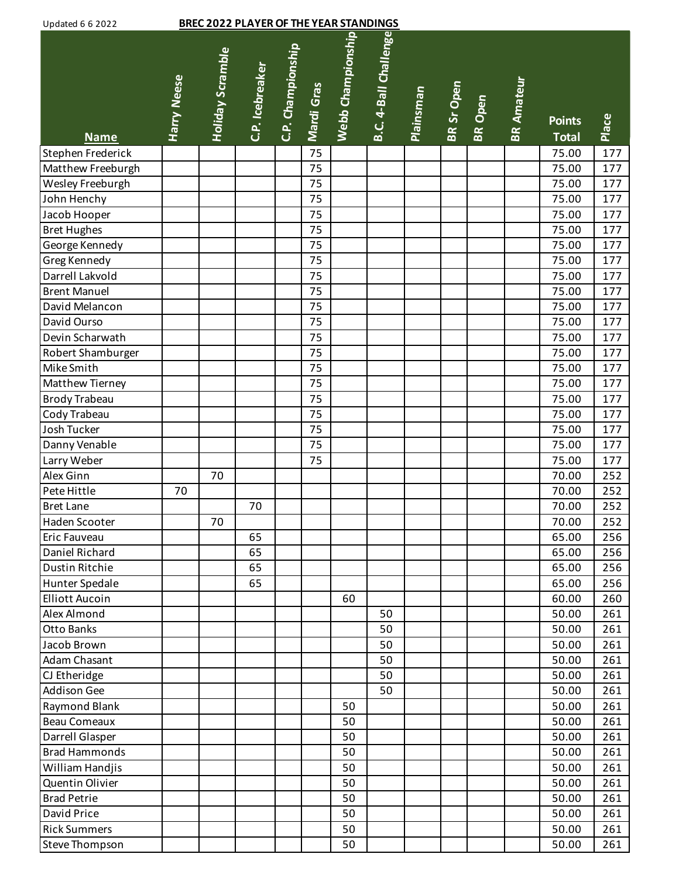Updated 6 6 2022

## BREC 2022 PLAYER OF THE YEAR STANDINGS

| Name | Harry Neese | Holiday Scramble | C.P. Icebreaker | C.P. Championship | Mardi Gras | Webb Championship | B.C. 4-Ball Challenge | Plainsman | BR Sr Open | BR Open | BR Amateur | Points Total | Place |
|---|---|---|---|---|---|---|---|---|---|---|---|---|---|
| Stephen Frederick | | | | | 75 | | | | | | | 75.00 | 177 |
| Matthew Freeburgh | | | | | 75 | | | | | | | 75.00 | 177 |
| Wesley Freeburgh | | | | | 75 | | | | | | | 75.00 | 177 |
| John Henchy | | | | | 75 | | | | | | | 75.00 | 177 |
| Jacob Hooper | | | | | 75 | | | | | | | 75.00 | 177 |
| Bret Hughes | | | | | 75 | | | | | | | 75.00 | 177 |
| George Kennedy | | | | | 75 | | | | | | | 75.00 | 177 |
| Greg Kennedy | | | | | 75 | | | | | | | 75.00 | 177 |
| Darrell Lakvold | | | | | 75 | | | | | | | 75.00 | 177 |
| Brent Manuel | | | | | 75 | | | | | | | 75.00 | 177 |
| David Melancon | | | | | 75 | | | | | | | 75.00 | 177 |
| David Ourso | | | | | 75 | | | | | | | 75.00 | 177 |
| Devin Scharwath | | | | | 75 | | | | | | | 75.00 | 177 |
| Robert Shamburger | | | | | 75 | | | | | | | 75.00 | 177 |
| Mike Smith | | | | | 75 | | | | | | | 75.00 | 177 |
| Matthew Tierney | | | | | 75 | | | | | | | 75.00 | 177 |
| Brody Trabeau | | | | | 75 | | | | | | | 75.00 | 177 |
| Cody Trabeau | | | | | 75 | | | | | | | 75.00 | 177 |
| Josh Tucker | | | | | 75 | | | | | | | 75.00 | 177 |
| Danny Venable | | | | | 75 | | | | | | | 75.00 | 177 |
| Larry Weber | | | | | 75 | | | | | | | 75.00 | 177 |
| Alex Ginn | | 70 | | | | | | | | | | 70.00 | 252 |
| Pete Hittle | 70 | | | | | | | | | | | 70.00 | 252 |
| Bret Lane | | | 70 | | | | | | | | | 70.00 | 252 |
| Haden Scooter | | 70 | | | | | | | | | | 70.00 | 252 |
| Eric Fauveau | | | 65 | | | | | | | | | 65.00 | 256 |
| Daniel Richard | | | 65 | | | | | | | | | 65.00 | 256 |
| Dustin Ritchie | | | 65 | | | | | | | | | 65.00 | 256 |
| Hunter Spedale | | | 65 | | | | | | | | | 65.00 | 256 |
| Elliott Aucoin | | | | | | 60 | | | | | | 60.00 | 260 |
| Alex Almond | | | | | | | 50 | | | | | 50.00 | 261 |
| Otto Banks | | | | | | | 50 | | | | | 50.00 | 261 |
| Jacob Brown | | | | | | | 50 | | | | | 50.00 | 261 |
| Adam Chasant | | | | | | | 50 | | | | | 50.00 | 261 |
| CJ Etheridge | | | | | | | 50 | | | | | 50.00 | 261 |
| Addison Gee | | | | | | | 50 | | | | | 50.00 | 261 |
| Raymond Blank | | | | | | 50 | | | | | | 50.00 | 261 |
| Beau Comeaux | | | | | | 50 | | | | | | 50.00 | 261 |
| Darrell Glasper | | | | | | 50 | | | | | | 50.00 | 261 |
| Brad Hammonds | | | | | | 50 | | | | | | 50.00 | 261 |
| William Handjis | | | | | | 50 | | | | | | 50.00 | 261 |
| Quentin Olivier | | | | | | 50 | | | | | | 50.00 | 261 |
| Brad Petrie | | | | | | 50 | | | | | | 50.00 | 261 |
| David Price | | | | | | 50 | | | | | | 50.00 | 261 |
| Rick Summers | | | | | | 50 | | | | | | 50.00 | 261 |
| Steve Thompson | | | | | | 50 | | | | | | 50.00 | 261 |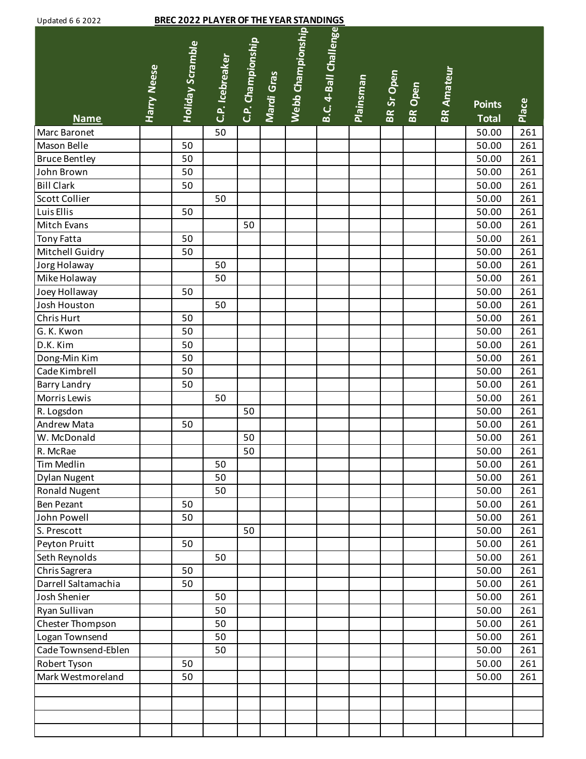Updated 6 6 2022

**BREC 2022 PLAYER OF THE YEAR STANDINGS**

| Name | Harry Neese | Holiday Scramble | C.P. Icebreaker | C.P. Championship | Mardi Gras | Webb Championship | B.C. 4-Ball Challenge | Plainsman | BR Sr Open | BR Open | BR Amateur | Points Total | Place |
|---|---|---|---|---|---|---|---|---|---|---|---|---|---|
| Marc Baronet | | | 50 | | | | | | | | | 50.00 | 261 |
| Mason Belle | | 50 | | | | | | | | | | 50.00 | 261 |
| Bruce Bentley | | 50 | | | | | | | | | | 50.00 | 261 |
| John Brown | | 50 | | | | | | | | | | 50.00 | 261 |
| Bill Clark | | 50 | | | | | | | | | | 50.00 | 261 |
| Scott Collier | | | 50 | | | | | | | | | 50.00 | 261 |
| Luis Ellis | | 50 | | | | | | | | | | 50.00 | 261 |
| Mitch Evans | | | | 50 | | | | | | | | 50.00 | 261 |
| Tony Fatta | | 50 | | | | | | | | | | 50.00 | 261 |
| Mitchell Guidry | | 50 | | | | | | | | | | 50.00 | 261 |
| Jorg Holaway | | | 50 | | | | | | | | | 50.00 | 261 |
| Mike Holaway | | | 50 | | | | | | | | | 50.00 | 261 |
| Joey Hollaway | | 50 | | | | | | | | | | 50.00 | 261 |
| Josh Houston | | | 50 | | | | | | | | | 50.00 | 261 |
| Chris Hurt | | 50 | | | | | | | | | | 50.00 | 261 |
| G. K. Kwon | | 50 | | | | | | | | | | 50.00 | 261 |
| D.K. Kim | | 50 | | | | | | | | | | 50.00 | 261 |
| Dong-Min Kim | | 50 | | | | | | | | | | 50.00 | 261 |
| Cade Kimbrell | | 50 | | | | | | | | | | 50.00 | 261 |
| Barry Landry | | 50 | | | | | | | | | | 50.00 | 261 |
| Morris Lewis | | | 50 | | | | | | | | | 50.00 | 261 |
| R. Logsdon | | | | 50 | | | | | | | | 50.00 | 261 |
| Andrew Mata | | 50 | | | | | | | | | | 50.00 | 261 |
| W. McDonald | | | | 50 | | | | | | | | 50.00 | 261 |
| R. McRae | | | | 50 | | | | | | | | 50.00 | 261 |
| Tim Medlin | | | 50 | | | | | | | | | 50.00 | 261 |
| Dylan Nugent | | | 50 | | | | | | | | | 50.00 | 261 |
| Ronald Nugent | | | 50 | | | | | | | | | 50.00 | 261 |
| Ben Pezant | | 50 | | | | | | | | | | 50.00 | 261 |
| John Powell | | 50 | | | | | | | | | | 50.00 | 261 |
| S. Prescott | | | | 50 | | | | | | | | 50.00 | 261 |
| Peyton Pruitt | | 50 | | | | | | | | | | 50.00 | 261 |
| Seth Reynolds | | | 50 | | | | | | | | | 50.00 | 261 |
| Chris Sagrera | | 50 | | | | | | | | | | 50.00 | 261 |
| Darrell Saltamachia | | 50 | | | | | | | | | | 50.00 | 261 |
| Josh Shenier | | | 50 | | | | | | | | | 50.00 | 261 |
| Ryan Sullivan | | | 50 | | | | | | | | | 50.00 | 261 |
| Chester Thompson | | | 50 | | | | | | | | | 50.00 | 261 |
| Logan Townsend | | | 50 | | | | | | | | | 50.00 | 261 |
| Cade Townsend-Eblen | | | 50 | | | | | | | | | 50.00 | 261 |
| Robert Tyson | | 50 | | | | | | | | | | 50.00 | 261 |
| Mark Westmoreland | | 50 | | | | | | | | | | 50.00 | 261 |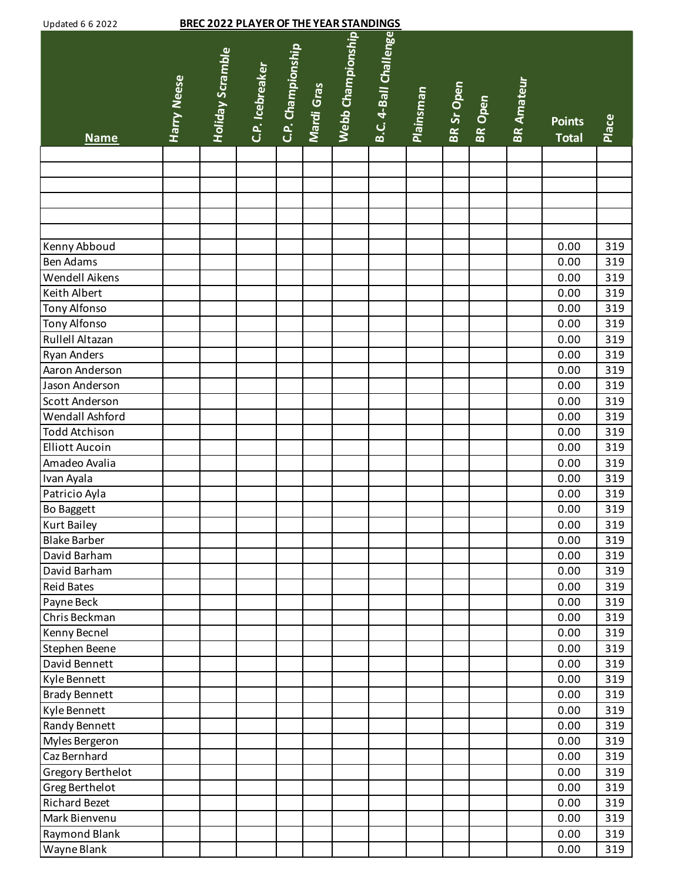Updated 6 6 2022

**BREC 2022 PLAYER OF THE YEAR STANDINGS**

| Name | Harry Neese | Holiday Scramble | C.P. Icebreaker | C.P. Championship | Mardi Gras | Webb Championship | B.C. 4-Ball Challenge | Plainsman | BR Sr Open | BR Open | BR Amateur | Points Total | Place |
|---|---|---|---|---|---|---|---|---|---|---|---|---|---|
| | | | | | | | | | | | | | |
| | | | | | | | | | | | | | |
| | | | | | | | | | | | | | |
| | | | | | | | | | | | | | |
| | | | | | | | | | | | | | |
| Kenny Abboud | | | | | | | | | | | | 0.00 | 319 |
| Ben Adams | | | | | | | | | | | | 0.00 | 319 |
| Wendell Aikens | | | | | | | | | | | | 0.00 | 319 |
| Keith Albert | | | | | | | | | | | | 0.00 | 319 |
| Tony Alfonso | | | | | | | | | | | | 0.00 | 319 |
| Tony Alfonso | | | | | | | | | | | | 0.00 | 319 |
| Rullell Altazan | | | | | | | | | | | | 0.00 | 319 |
| Ryan Anders | | | | | | | | | | | | 0.00 | 319 |
| Aaron Anderson | | | | | | | | | | | | 0.00 | 319 |
| Jason Anderson | | | | | | | | | | | | 0.00 | 319 |
| Scott Anderson | | | | | | | | | | | | 0.00 | 319 |
| Wendall Ashford | | | | | | | | | | | | 0.00 | 319 |
| Todd Atchison | | | | | | | | | | | | 0.00 | 319 |
| Elliott Aucoin | | | | | | | | | | | | 0.00 | 319 |
| Amadeo Avalia | | | | | | | | | | | | 0.00 | 319 |
| Ivan Ayala | | | | | | | | | | | | 0.00 | 319 |
| Patricio Ayla | | | | | | | | | | | | 0.00 | 319 |
| Bo Baggett | | | | | | | | | | | | 0.00 | 319 |
| Kurt Bailey | | | | | | | | | | | | 0.00 | 319 |
| Blake Barber | | | | | | | | | | | | 0.00 | 319 |
| David Barham | | | | | | | | | | | | 0.00 | 319 |
| David Barham | | | | | | | | | | | | 0.00 | 319 |
| Reid Bates | | | | | | | | | | | | 0.00 | 319 |
| Payne Beck | | | | | | | | | | | | 0.00 | 319 |
| Chris Beckman | | | | | | | | | | | | 0.00 | 319 |
| Kenny Becnel | | | | | | | | | | | | 0.00 | 319 |
| Stephen Beene | | | | | | | | | | | | 0.00 | 319 |
| David Bennett | | | | | | | | | | | | 0.00 | 319 |
| Kyle Bennett | | | | | | | | | | | | 0.00 | 319 |
| Brady Bennett | | | | | | | | | | | | 0.00 | 319 |
| Kyle Bennett | | | | | | | | | | | | 0.00 | 319 |
| Randy Bennett | | | | | | | | | | | | 0.00 | 319 |
| Myles Bergeron | | | | | | | | | | | | 0.00 | 319 |
| Caz Bernhard | | | | | | | | | | | | 0.00 | 319 |
| Gregory Berthelot | | | | | | | | | | | | 0.00 | 319 |
| Greg Berthelot | | | | | | | | | | | | 0.00 | 319 |
| Richard Bezet | | | | | | | | | | | | 0.00 | 319 |
| Mark Bienvenu | | | | | | | | | | | | 0.00 | 319 |
| Raymond Blank | | | | | | | | | | | | 0.00 | 319 |
| Wayne Blank | | | | | | | | | | | | 0.00 | 319 |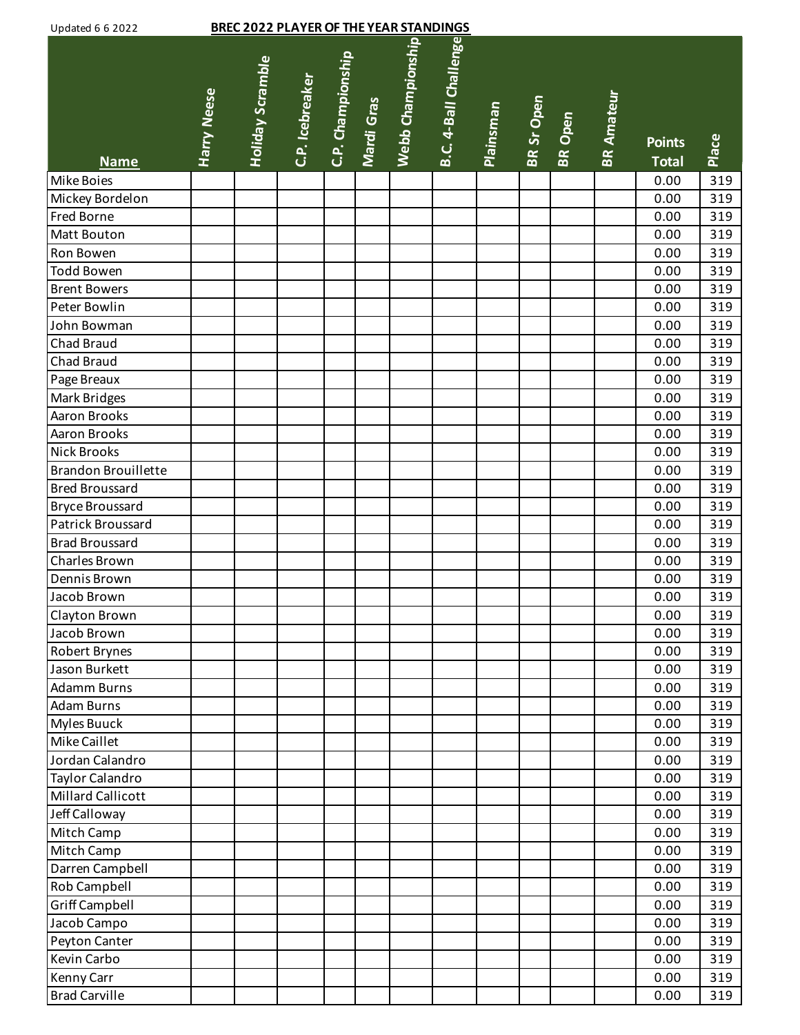Updated 6 6 2022

**BREC 2022 PLAYER OF THE YEAR STANDINGS**

| Name | Harry Neese | Holiday Scramble | C.P. Icebreaker | C.P. Championship | Mardi Gras | Webb Championship | B.C. 4-Ball Challenge | Plainsman | BR Sr Open | BR Open | BR Amateur | Points Total | Place |
|---|---|---|---|---|---|---|---|---|---|---|---|---|---|
| Mike Boies | | | | | | | | | | | | 0.00 | 319 |
| Mickey Bordelon | | | | | | | | | | | | 0.00 | 319 |
| Fred Borne | | | | | | | | | | | | 0.00 | 319 |
| Matt Bouton | | | | | | | | | | | | 0.00 | 319 |
| Ron Bowen | | | | | | | | | | | | 0.00 | 319 |
| Todd Bowen | | | | | | | | | | | | 0.00 | 319 |
| Brent Bowers | | | | | | | | | | | | 0.00 | 319 |
| Peter Bowlin | | | | | | | | | | | | 0.00 | 319 |
| John Bowman | | | | | | | | | | | | 0.00 | 319 |
| Chad Braud | | | | | | | | | | | | 0.00 | 319 |
| Chad Braud | | | | | | | | | | | | 0.00 | 319 |
| Page Breaux | | | | | | | | | | | | 0.00 | 319 |
| Mark Bridges | | | | | | | | | | | | 0.00 | 319 |
| Aaron Brooks | | | | | | | | | | | | 0.00 | 319 |
| Aaron Brooks | | | | | | | | | | | | 0.00 | 319 |
| Nick Brooks | | | | | | | | | | | | 0.00 | 319 |
| Brandon Brouillette | | | | | | | | | | | | 0.00 | 319 |
| Bred Broussard | | | | | | | | | | | | 0.00 | 319 |
| Bryce Broussard | | | | | | | | | | | | 0.00 | 319 |
| Patrick Broussard | | | | | | | | | | | | 0.00 | 319 |
| Brad Broussard | | | | | | | | | | | | 0.00 | 319 |
| Charles Brown | | | | | | | | | | | | 0.00 | 319 |
| Dennis Brown | | | | | | | | | | | | 0.00 | 319 |
| Jacob Brown | | | | | | | | | | | | 0.00 | 319 |
| Clayton Brown | | | | | | | | | | | | 0.00 | 319 |
| Jacob Brown | | | | | | | | | | | | 0.00 | 319 |
| Robert Brynes | | | | | | | | | | | | 0.00 | 319 |
| Jason Burkett | | | | | | | | | | | | 0.00 | 319 |
| Adamm Burns | | | | | | | | | | | | 0.00 | 319 |
| Adam Burns | | | | | | | | | | | | 0.00 | 319 |
| Myles Buuck | | | | | | | | | | | | 0.00 | 319 |
| Mike Caillet | | | | | | | | | | | | 0.00 | 319 |
| Jordan Calandro | | | | | | | | | | | | 0.00 | 319 |
| Taylor Calandro | | | | | | | | | | | | 0.00 | 319 |
| Millard Callicott | | | | | | | | | | | | 0.00 | 319 |
| Jeff Calloway | | | | | | | | | | | | 0.00 | 319 |
| Mitch Camp | | | | | | | | | | | | 0.00 | 319 |
| Mitch Camp | | | | | | | | | | | | 0.00 | 319 |
| Darren Campbell | | | | | | | | | | | | 0.00 | 319 |
| Rob Campbell | | | | | | | | | | | | 0.00 | 319 |
| Griff Campbell | | | | | | | | | | | | 0.00 | 319 |
| Jacob Campo | | | | | | | | | | | | 0.00 | 319 |
| Peyton Canter | | | | | | | | | | | | 0.00 | 319 |
| Kevin Carbo | | | | | | | | | | | | 0.00 | 319 |
| Kenny Carr | | | | | | | | | | | | 0.00 | 319 |
| Brad Carville | | | | | | | | | | | | 0.00 | 319 |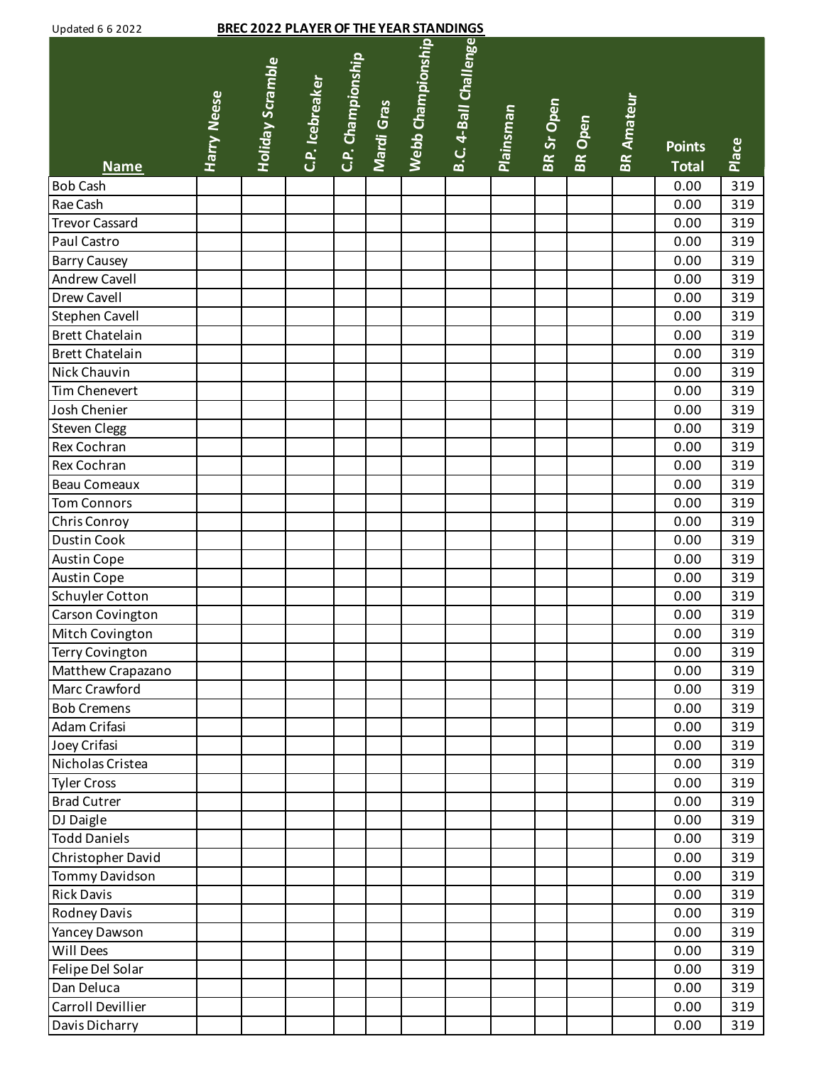Updated 6 6 2022

**BREC 2022 PLAYER OF THE YEAR STANDINGS**

| Name | Harry Neese | Holiday Scramble | C.P. Icebreaker | C.P. Championship | Mardi Gras | Webb Championship | B.C. 4-Ball Challenge | Plainsman | BR Sr Open | BR Open | BR Amateur | Points Total | Place |
|---|---|---|---|---|---|---|---|---|---|---|---|---|---|
| Bob Cash | | | | | | | | | | | | 0.00 | 319 |
| Rae Cash | | | | | | | | | | | | 0.00 | 319 |
| Trevor Cassard | | | | | | | | | | | | 0.00 | 319 |
| Paul Castro | | | | | | | | | | | | 0.00 | 319 |
| Barry Causey | | | | | | | | | | | | 0.00 | 319 |
| Andrew Cavell | | | | | | | | | | | | 0.00 | 319 |
| Drew Cavell | | | | | | | | | | | | 0.00 | 319 |
| Stephen Cavell | | | | | | | | | | | | 0.00 | 319 |
| Brett Chatelain | | | | | | | | | | | | 0.00 | 319 |
| Brett Chatelain | | | | | | | | | | | | 0.00 | 319 |
| Nick Chauvin | | | | | | | | | | | | 0.00 | 319 |
| Tim Chenevert | | | | | | | | | | | | 0.00 | 319 |
| Josh Chenier | | | | | | | | | | | | 0.00 | 319 |
| Steven Clegg | | | | | | | | | | | | 0.00 | 319 |
| Rex Cochran | | | | | | | | | | | | 0.00 | 319 |
| Rex Cochran | | | | | | | | | | | | 0.00 | 319 |
| Beau Comeaux | | | | | | | | | | | | 0.00 | 319 |
| Tom Connors | | | | | | | | | | | | 0.00 | 319 |
| Chris Conroy | | | | | | | | | | | | 0.00 | 319 |
| Dustin Cook | | | | | | | | | | | | 0.00 | 319 |
| Austin Cope | | | | | | | | | | | | 0.00 | 319 |
| Austin Cope | | | | | | | | | | | | 0.00 | 319 |
| Schuyler Cotton | | | | | | | | | | | | 0.00 | 319 |
| Carson Covington | | | | | | | | | | | | 0.00 | 319 |
| Mitch Covington | | | | | | | | | | | | 0.00 | 319 |
| Terry Covington | | | | | | | | | | | | 0.00 | 319 |
| Matthew Crapazano | | | | | | | | | | | | 0.00 | 319 |
| Marc Crawford | | | | | | | | | | | | 0.00 | 319 |
| Bob Cremens | | | | | | | | | | | | 0.00 | 319 |
| Adam Crifasi | | | | | | | | | | | | 0.00 | 319 |
| Joey Crifasi | | | | | | | | | | | | 0.00 | 319 |
| Nicholas Cristea | | | | | | | | | | | | 0.00 | 319 |
| Tyler Cross | | | | | | | | | | | | 0.00 | 319 |
| Brad Cutrer | | | | | | | | | | | | 0.00 | 319 |
| DJ Daigle | | | | | | | | | | | | 0.00 | 319 |
| Todd Daniels | | | | | | | | | | | | 0.00 | 319 |
| Christopher David | | | | | | | | | | | | 0.00 | 319 |
| Tommy Davidson | | | | | | | | | | | | 0.00 | 319 |
| Rick Davis | | | | | | | | | | | | 0.00 | 319 |
| Rodney Davis | | | | | | | | | | | | 0.00 | 319 |
| Yancey Dawson | | | | | | | | | | | | 0.00 | 319 |
| Will Dees | | | | | | | | | | | | 0.00 | 319 |
| Felipe Del Solar | | | | | | | | | | | | 0.00 | 319 |
| Dan Deluca | | | | | | | | | | | | 0.00 | 319 |
| Carroll Devillier | | | | | | | | | | | | 0.00 | 319 |
| Davis Dicharry | | | | | | | | | | | | 0.00 | 319 |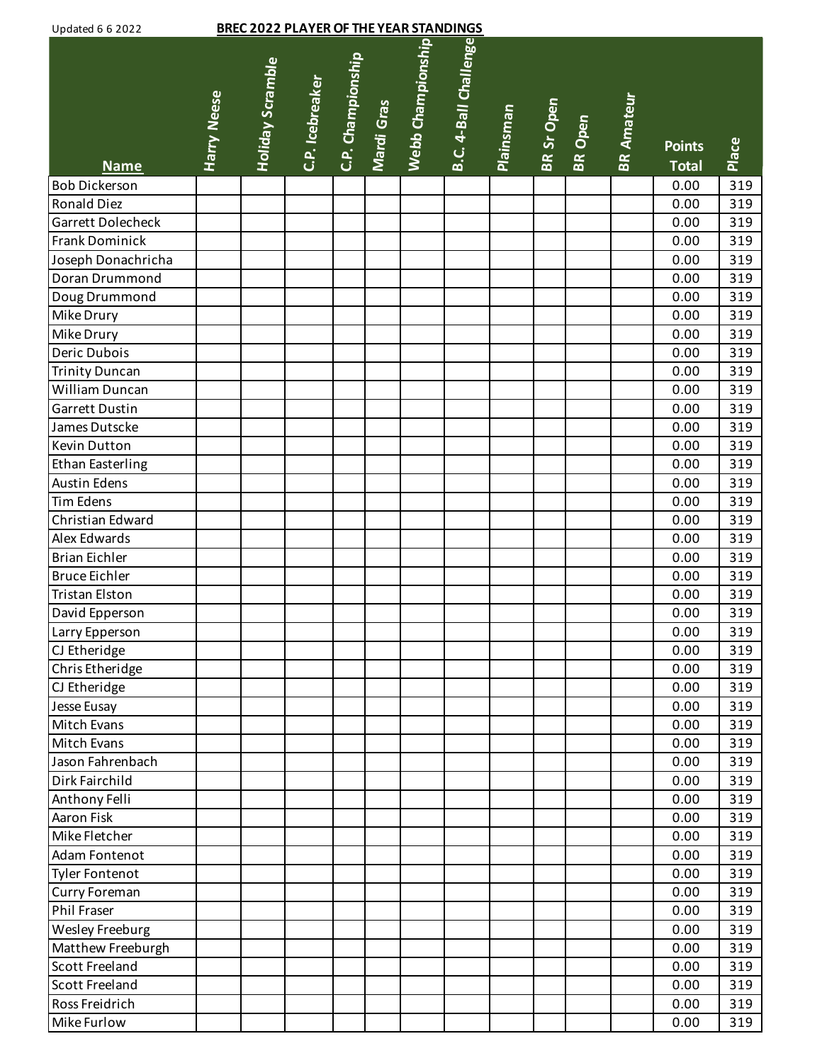Updated 6 6 2022

**BREC 2022 PLAYER OF THE YEAR STANDINGS**

| Name | Harry Neese | Holiday Scramble | C.P. Icebreaker | C.P. Championship | Mardi Gras | Webb Championship | B.C. 4-Ball Challenge | Plainsman | BR Sr Open | BR Open | BR Amateur | Points Total | Place |
|---|---|---|---|---|---|---|---|---|---|---|---|---|---|
| Bob Dickerson | | | | | | | | | | | | 0.00 | 319 |
| Ronald Diez | | | | | | | | | | | | 0.00 | 319 |
| Garrett Dolecheck | | | | | | | | | | | | 0.00 | 319 |
| Frank Dominick | | | | | | | | | | | | 0.00 | 319 |
| Joseph Donachricha | | | | | | | | | | | | 0.00 | 319 |
| Doran Drummond | | | | | | | | | | | | 0.00 | 319 |
| Doug Drummond | | | | | | | | | | | | 0.00 | 319 |
| Mike Drury | | | | | | | | | | | | 0.00 | 319 |
| Mike Drury | | | | | | | | | | | | 0.00 | 319 |
| Deric Dubois | | | | | | | | | | | | 0.00 | 319 |
| Trinity Duncan | | | | | | | | | | | | 0.00 | 319 |
| William Duncan | | | | | | | | | | | | 0.00 | 319 |
| Garrett Dustin | | | | | | | | | | | | 0.00 | 319 |
| James Dutscke | | | | | | | | | | | | 0.00 | 319 |
| Kevin Dutton | | | | | | | | | | | | 0.00 | 319 |
| Ethan Easterling | | | | | | | | | | | | 0.00 | 319 |
| Austin Edens | | | | | | | | | | | | 0.00 | 319 |
| Tim Edens | | | | | | | | | | | | 0.00 | 319 |
| Christian Edward | | | | | | | | | | | | 0.00 | 319 |
| Alex Edwards | | | | | | | | | | | | 0.00 | 319 |
| Brian Eichler | | | | | | | | | | | | 0.00 | 319 |
| Bruce Eichler | | | | | | | | | | | | 0.00 | 319 |
| Tristan Elston | | | | | | | | | | | | 0.00 | 319 |
| David Epperson | | | | | | | | | | | | 0.00 | 319 |
| Larry Epperson | | | | | | | | | | | | 0.00 | 319 |
| CJ Etheridge | | | | | | | | | | | | 0.00 | 319 |
| Chris Etheridge | | | | | | | | | | | | 0.00 | 319 |
| CJ Etheridge | | | | | | | | | | | | 0.00 | 319 |
| Jesse Eusay | | | | | | | | | | | | 0.00 | 319 |
| Mitch Evans | | | | | | | | | | | | 0.00 | 319 |
| Mitch Evans | | | | | | | | | | | | 0.00 | 319 |
| Jason Fahrenbach | | | | | | | | | | | | 0.00 | 319 |
| Dirk Fairchild | | | | | | | | | | | | 0.00 | 319 |
| Anthony Felli | | | | | | | | | | | | 0.00 | 319 |
| Aaron Fisk | | | | | | | | | | | | 0.00 | 319 |
| Mike Fletcher | | | | | | | | | | | | 0.00 | 319 |
| Adam Fontenot | | | | | | | | | | | | 0.00 | 319 |
| Tyler Fontenot | | | | | | | | | | | | 0.00 | 319 |
| Curry Foreman | | | | | | | | | | | | 0.00 | 319 |
| Phil Fraser | | | | | | | | | | | | 0.00 | 319 |
| Wesley Freeburg | | | | | | | | | | | | 0.00 | 319 |
| Matthew Freeburgh | | | | | | | | | | | | 0.00 | 319 |
| Scott Freeland | | | | | | | | | | | | 0.00 | 319 |
| Scott Freeland | | | | | | | | | | | | 0.00 | 319 |
| Ross Freidrich | | | | | | | | | | | | 0.00 | 319 |
| Mike Furlow | | | | | | | | | | | | 0.00 | 319 |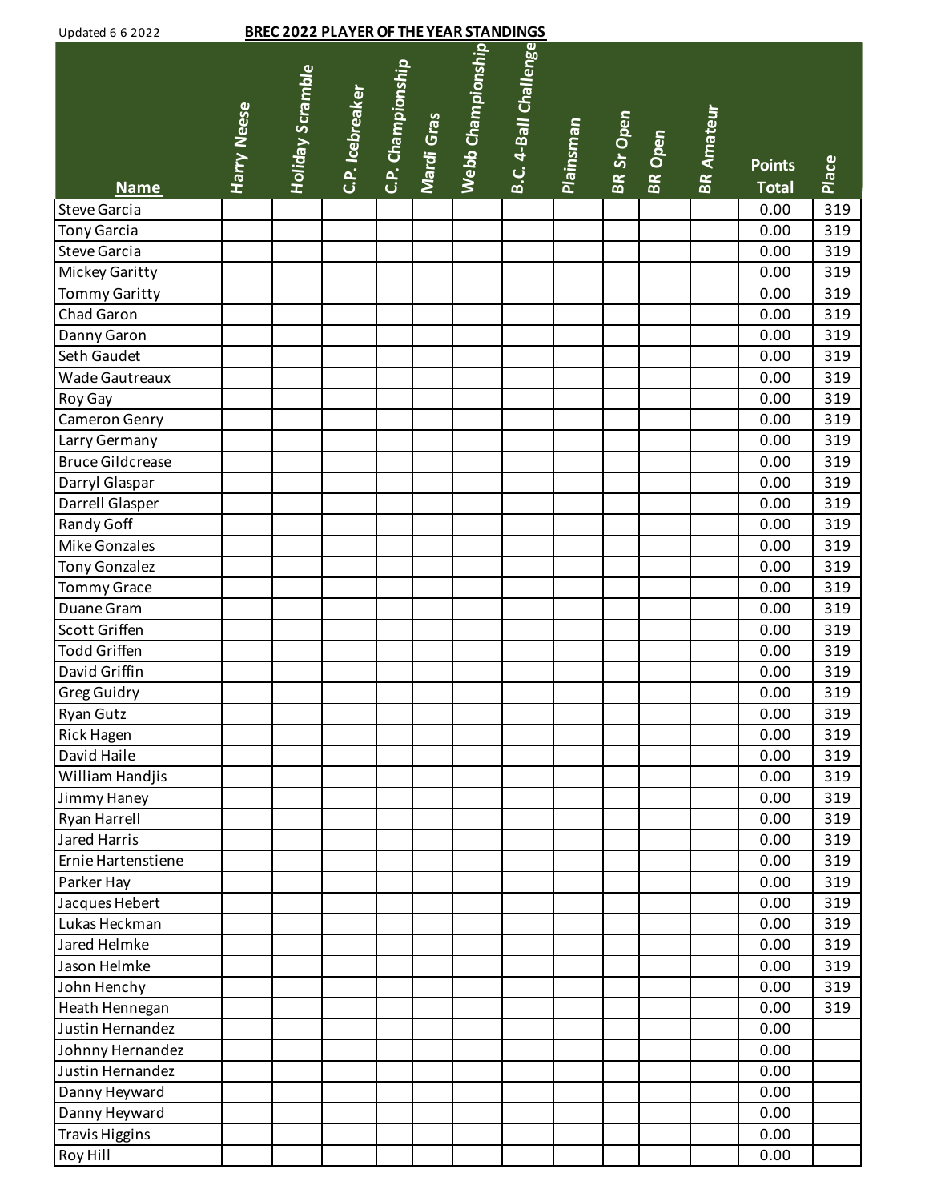Updated 6 6 2022

**BREC 2022 PLAYER OF THE YEAR STANDINGS**

| Name | Harry Neese | Holiday Scramble | C.P. Icebreaker | C.P. Championship | Mardi Gras | Webb Championship | B.C. 4-Ball Challenge | Plainsman | BR Sr Open | BR Open | BR Amateur | Points Total | Place |
|---|---|---|---|---|---|---|---|---|---|---|---|---|---|
| Steve Garcia | | | | | | | | | | | | 0.00 | 319 |
| Tony Garcia | | | | | | | | | | | | 0.00 | 319 |
| Steve Garcia | | | | | | | | | | | | 0.00 | 319 |
| Mickey Garitty | | | | | | | | | | | | 0.00 | 319 |
| Tommy Garitty | | | | | | | | | | | | 0.00 | 319 |
| Chad Garon | | | | | | | | | | | | 0.00 | 319 |
| Danny Garon | | | | | | | | | | | | 0.00 | 319 |
| Seth Gaudet | | | | | | | | | | | | 0.00 | 319 |
| Wade Gautreaux | | | | | | | | | | | | 0.00 | 319 |
| Roy Gay | | | | | | | | | | | | 0.00 | 319 |
| Cameron Genry | | | | | | | | | | | | 0.00 | 319 |
| Larry Germany | | | | | | | | | | | | 0.00 | 319 |
| Bruce Gildcrease | | | | | | | | | | | | 0.00 | 319 |
| Darryl Glaspar | | | | | | | | | | | | 0.00 | 319 |
| Darrell Glasper | | | | | | | | | | | | 0.00 | 319 |
| Randy Goff | | | | | | | | | | | | 0.00 | 319 |
| Mike Gonzales | | | | | | | | | | | | 0.00 | 319 |
| Tony Gonzalez | | | | | | | | | | | | 0.00 | 319 |
| Tommy Grace | | | | | | | | | | | | 0.00 | 319 |
| Duane Gram | | | | | | | | | | | | 0.00 | 319 |
| Scott Griffen | | | | | | | | | | | | 0.00 | 319 |
| Todd Griffen | | | | | | | | | | | | 0.00 | 319 |
| David Griffin | | | | | | | | | | | | 0.00 | 319 |
| Greg Guidry | | | | | | | | | | | | 0.00 | 319 |
| Ryan Gutz | | | | | | | | | | | | 0.00 | 319 |
| Rick Hagen | | | | | | | | | | | | 0.00 | 319 |
| David Haile | | | | | | | | | | | | 0.00 | 319 |
| William Handjis | | | | | | | | | | | | 0.00 | 319 |
| Jimmy Haney | | | | | | | | | | | | 0.00 | 319 |
| Ryan Harrell | | | | | | | | | | | | 0.00 | 319 |
| Jared Harris | | | | | | | | | | | | 0.00 | 319 |
| Ernie Hartenstiene | | | | | | | | | | | | 0.00 | 319 |
| Parker Hay | | | | | | | | | | | | 0.00 | 319 |
| Jacques Hebert | | | | | | | | | | | | 0.00 | 319 |
| Lukas Heckman | | | | | | | | | | | | 0.00 | 319 |
| Jared Helmke | | | | | | | | | | | | 0.00 | 319 |
| Jason Helmke | | | | | | | | | | | | 0.00 | 319 |
| John Henchy | | | | | | | | | | | | 0.00 | 319 |
| Heath Hennegan | | | | | | | | | | | | 0.00 | 319 |
| Justin Hernandez | | | | | | | | | | | | 0.00 | |
| Johnny Hernandez | | | | | | | | | | | | 0.00 | |
| Justin Hernandez | | | | | | | | | | | | 0.00 | |
| Danny Heyward | | | | | | | | | | | | 0.00 | |
| Danny Heyward | | | | | | | | | | | | 0.00 | |
| Travis Higgins | | | | | | | | | | | | 0.00 | |
| Roy Hill | | | | | | | | | | | | 0.00 | |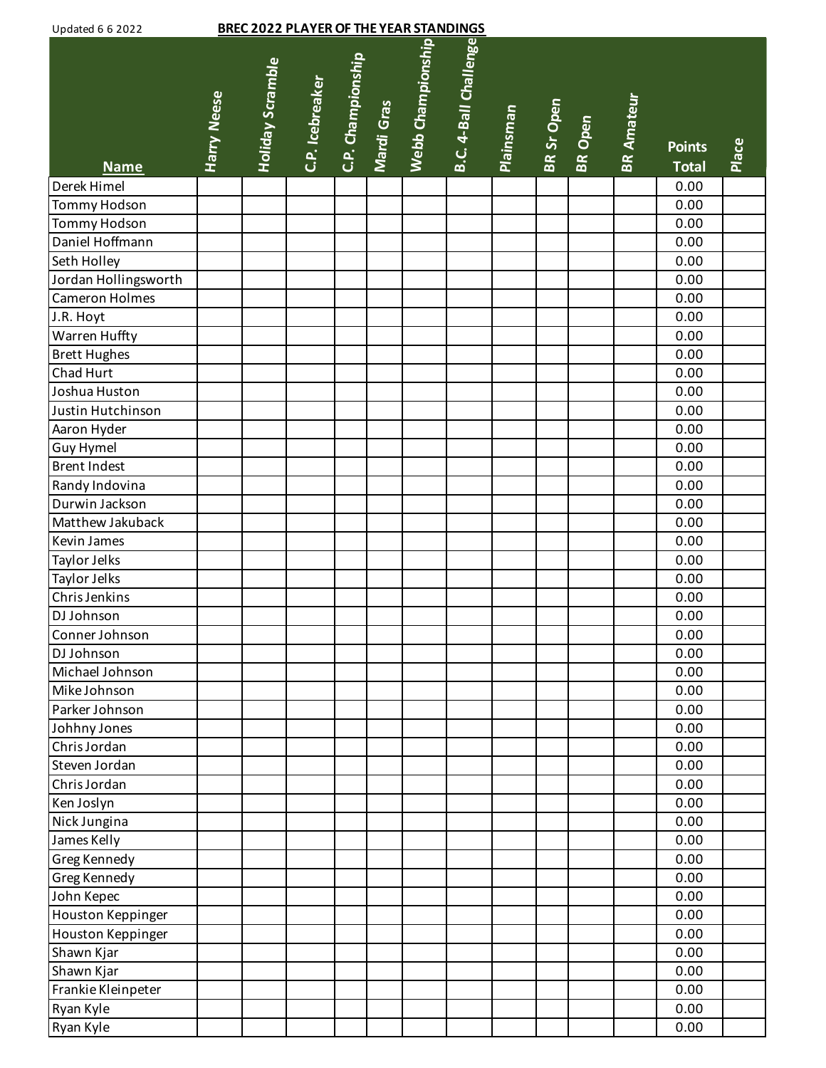Updated 6 6 2022

**BREC 2022 PLAYER OF THE YEAR STANDINGS**

| Name | Harry Neese | Holiday Scramble | C.P. Icebreaker | C.P. Championship | Mardi Gras | Webb Championship | B.C. 4-Ball Challenge | Plainsman | BR Sr Open | BR Open | BR Amateur | Points Total | Place |
|---|---|---|---|---|---|---|---|---|---|---|---|---|---|
| Derek Himel | | | | | | | | | | | | 0.00 | |
| Tommy Hodson | | | | | | | | | | | | 0.00 | |
| Tommy Hodson | | | | | | | | | | | | 0.00 | |
| Daniel Hoffmann | | | | | | | | | | | | 0.00 | |
| Seth Holley | | | | | | | | | | | | 0.00 | |
| Jordan Hollingsworth | | | | | | | | | | | | 0.00 | |
| Cameron Holmes | | | | | | | | | | | | 0.00 | |
| J.R. Hoyt | | | | | | | | | | | | 0.00 | |
| Warren Huffty | | | | | | | | | | | | 0.00 | |
| Brett Hughes | | | | | | | | | | | | 0.00 | |
| Chad Hurt | | | | | | | | | | | | 0.00 | |
| Joshua Huston | | | | | | | | | | | | 0.00 | |
| Justin Hutchinson | | | | | | | | | | | | 0.00 | |
| Aaron Hyder | | | | | | | | | | | | 0.00 | |
| Guy Hymel | | | | | | | | | | | | 0.00 | |
| Brent Indest | | | | | | | | | | | | 0.00 | |
| Randy Indovina | | | | | | | | | | | | 0.00 | |
| Durwin Jackson | | | | | | | | | | | | 0.00 | |
| Matthew Jakuback | | | | | | | | | | | | 0.00 | |
| Kevin James | | | | | | | | | | | | 0.00 | |
| Taylor Jelks | | | | | | | | | | | | 0.00 | |
| Taylor Jelks | | | | | | | | | | | | 0.00 | |
| Chris Jenkins | | | | | | | | | | | | 0.00 | |
| DJ Johnson | | | | | | | | | | | | 0.00 | |
| Conner Johnson | | | | | | | | | | | | 0.00 | |
| DJ Johnson | | | | | | | | | | | | 0.00 | |
| Michael Johnson | | | | | | | | | | | | 0.00 | |
| Mike Johnson | | | | | | | | | | | | 0.00 | |
| Parker Johnson | | | | | | | | | | | | 0.00 | |
| Johhny Jones | | | | | | | | | | | | 0.00 | |
| Chris Jordan | | | | | | | | | | | | 0.00 | |
| Steven Jordan | | | | | | | | | | | | 0.00 | |
| Chris Jordan | | | | | | | | | | | | 0.00 | |
| Ken Joslyn | | | | | | | | | | | | 0.00 | |
| Nick Jungina | | | | | | | | | | | | 0.00 | |
| James Kelly | | | | | | | | | | | | 0.00 | |
| Greg Kennedy | | | | | | | | | | | | 0.00 | |
| Greg Kennedy | | | | | | | | | | | | 0.00 | |
| John Kepec | | | | | | | | | | | | 0.00 | |
| Houston Keppinger | | | | | | | | | | | | 0.00 | |
| Houston Keppinger | | | | | | | | | | | | 0.00 | |
| Shawn Kjar | | | | | | | | | | | | 0.00 | |
| Shawn Kjar | | | | | | | | | | | | 0.00 | |
| Frankie Kleinpeter | | | | | | | | | | | | 0.00 | |
| Ryan Kyle | | | | | | | | | | | | 0.00 | |
| Ryan Kyle | | | | | | | | | | | | 0.00 | |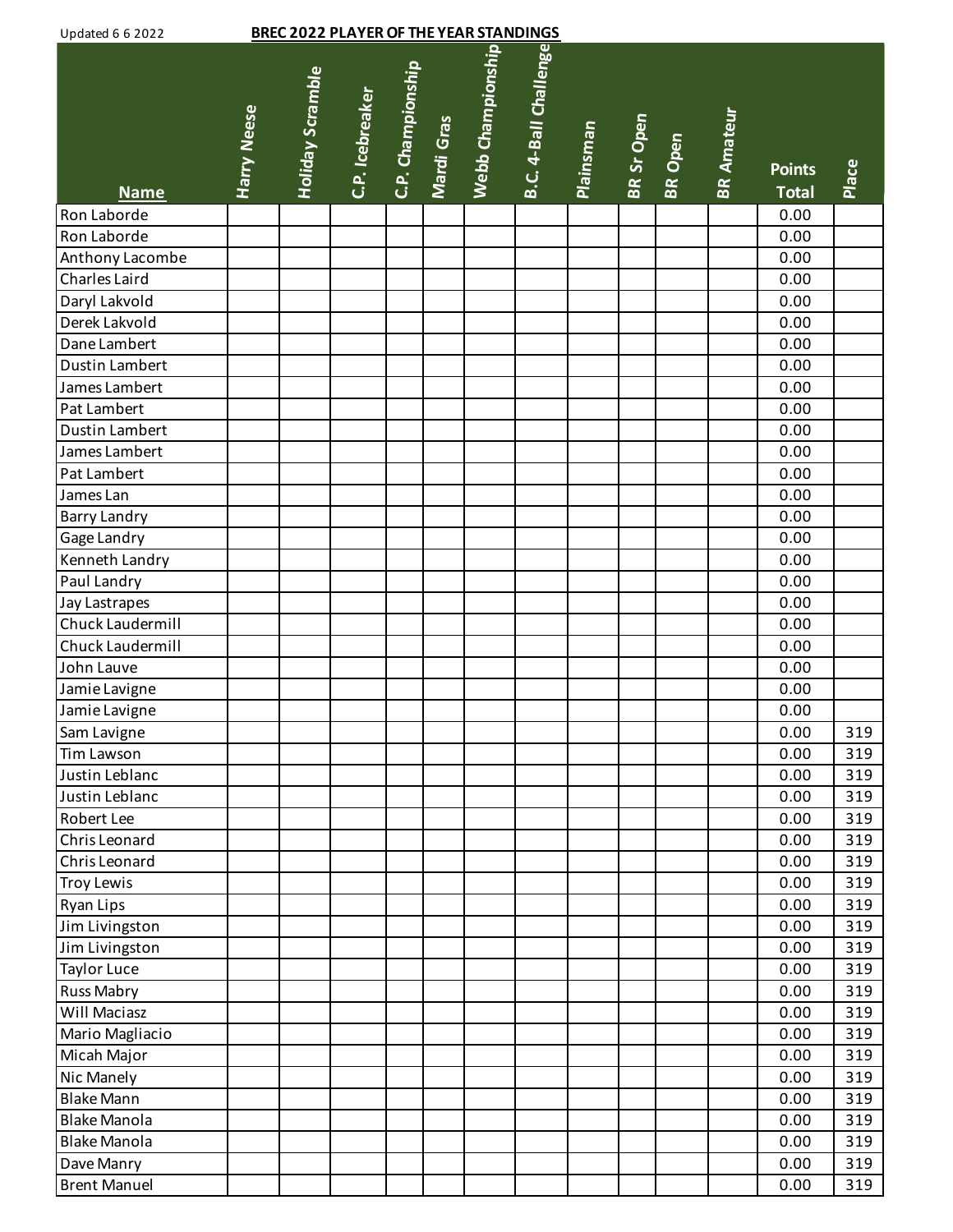Updated 6 6 2022

**BREC 2022 PLAYER OF THE YEAR STANDINGS**

| Name | Harry Neese | Holiday Scramble | C.P. Icebreaker | C.P. Championship | Mardi Gras | Webb Championship | B.C. 4-Ball Challenge | Plainsman | BR Sr Open | BR Open | BR Amateur | Points Total | Place |
|---|---|---|---|---|---|---|---|---|---|---|---|---|---|
| Ron Laborde | | | | | | | | | | | | 0.00 | |
| Ron Laborde | | | | | | | | | | | | 0.00 | |
| Anthony Lacombe | | | | | | | | | | | | 0.00 | |
| Charles Laird | | | | | | | | | | | | 0.00 | |
| Daryl Lakvold | | | | | | | | | | | | 0.00 | |
| Derek Lakvold | | | | | | | | | | | | 0.00 | |
| Dane Lambert | | | | | | | | | | | | 0.00 | |
| Dustin Lambert | | | | | | | | | | | | 0.00 | |
| James Lambert | | | | | | | | | | | | 0.00 | |
| Pat Lambert | | | | | | | | | | | | 0.00 | |
| Dustin Lambert | | | | | | | | | | | | 0.00 | |
| James Lambert | | | | | | | | | | | | 0.00 | |
| Pat Lambert | | | | | | | | | | | | 0.00 | |
| James Lan | | | | | | | | | | | | 0.00 | |
| Barry Landry | | | | | | | | | | | | 0.00 | |
| Gage Landry | | | | | | | | | | | | 0.00 | |
| Kenneth Landry | | | | | | | | | | | | 0.00 | |
| Paul Landry | | | | | | | | | | | | 0.00 | |
| Jay Lastrapes | | | | | | | | | | | | 0.00 | |
| Chuck Laudermill | | | | | | | | | | | | 0.00 | |
| Chuck Laudermill | | | | | | | | | | | | 0.00 | |
| John Lauve | | | | | | | | | | | | 0.00 | |
| Jamie Lavigne | | | | | | | | | | | | 0.00 | |
| Jamie Lavigne | | | | | | | | | | | | 0.00 | |
| Sam Lavigne | | | | | | | | | | | | 0.00 | 319 |
| Tim Lawson | | | | | | | | | | | | 0.00 | 319 |
| Justin Leblanc | | | | | | | | | | | | 0.00 | 319 |
| Justin Leblanc | | | | | | | | | | | | 0.00 | 319 |
| Robert Lee | | | | | | | | | | | | 0.00 | 319 |
| Chris Leonard | | | | | | | | | | | | 0.00 | 319 |
| Chris Leonard | | | | | | | | | | | | 0.00 | 319 |
| Troy Lewis | | | | | | | | | | | | 0.00 | 319 |
| Ryan Lips | | | | | | | | | | | | 0.00 | 319 |
| Jim Livingston | | | | | | | | | | | | 0.00 | 319 |
| Jim Livingston | | | | | | | | | | | | 0.00 | 319 |
| Taylor Luce | | | | | | | | | | | | 0.00 | 319 |
| Russ Mabry | | | | | | | | | | | | 0.00 | 319 |
| Will Maciasz | | | | | | | | | | | | 0.00 | 319 |
| Mario Magliacio | | | | | | | | | | | | 0.00 | 319 |
| Micah Major | | | | | | | | | | | | 0.00 | 319 |
| Nic Manely | | | | | | | | | | | | 0.00 | 319 |
| Blake Mann | | | | | | | | | | | | 0.00 | 319 |
| Blake Manola | | | | | | | | | | | | 0.00 | 319 |
| Blake Manola | | | | | | | | | | | | 0.00 | 319 |
| Dave Manry | | | | | | | | | | | | 0.00 | 319 |
| Brent Manuel | | | | | | | | | | | | 0.00 | 319 |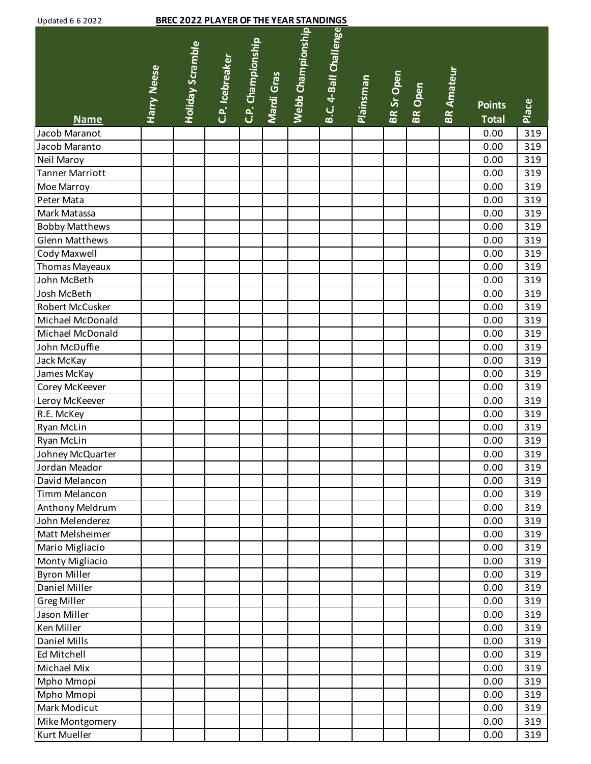Updated 6 6 2022

**BREC 2022 PLAYER OF THE YEAR STANDINGS**

| Name | Harry Neese | Holiday Scramble | C.P. Icebreaker | C.P. Championship | Mardi Gras | Webb Championship | B.C. 4-Ball Challenge | Plainsman | BR Sr Open | BR Open | BR Amateur | Points Total | Place |
|---|---|---|---|---|---|---|---|---|---|---|---|---|---|
| Jacob Maranot | | | | | | | | | | | | 0.00 | 319 |
| Jacob Maranto | | | | | | | | | | | | 0.00 | 319 |
| Neil Maroy | | | | | | | | | | | | 0.00 | 319 |
| Tanner Marriott | | | | | | | | | | | | 0.00 | 319 |
| Moe Marroy | | | | | | | | | | | | 0.00 | 319 |
| Peter Mata | | | | | | | | | | | | 0.00 | 319 |
| Mark Matassa | | | | | | | | | | | | 0.00 | 319 |
| Bobby Matthews | | | | | | | | | | | | 0.00 | 319 |
| Glenn Matthews | | | | | | | | | | | | 0.00 | 319 |
| Cody Maxwell | | | | | | | | | | | | 0.00 | 319 |
| Thomas Mayeaux | | | | | | | | | | | | 0.00 | 319 |
| John McBeth | | | | | | | | | | | | 0.00 | 319 |
| Josh McBeth | | | | | | | | | | | | 0.00 | 319 |
| Robert McCusker | | | | | | | | | | | | 0.00 | 319 |
| Michael McDonald | | | | | | | | | | | | 0.00 | 319 |
| Michael McDonald | | | | | | | | | | | | 0.00 | 319 |
| John McDuffie | | | | | | | | | | | | 0.00 | 319 |
| Jack McKay | | | | | | | | | | | | 0.00 | 319 |
| James McKay | | | | | | | | | | | | 0.00 | 319 |
| Corey McKeever | | | | | | | | | | | | 0.00 | 319 |
| Leroy McKeever | | | | | | | | | | | | 0.00 | 319 |
| R.E. McKey | | | | | | | | | | | | 0.00 | 319 |
| Ryan McLin | | | | | | | | | | | | 0.00 | 319 |
| Ryan McLin | | | | | | | | | | | | 0.00 | 319 |
| Johney McQuarter | | | | | | | | | | | | 0.00 | 319 |
| Jordan Meador | | | | | | | | | | | | 0.00 | 319 |
| David Melancon | | | | | | | | | | | | 0.00 | 319 |
| Timm Melancon | | | | | | | | | | | | 0.00 | 319 |
| Anthony Meldrum | | | | | | | | | | | | 0.00 | 319 |
| John Melenderez | | | | | | | | | | | | 0.00 | 319 |
| Matt Melsheimer | | | | | | | | | | | | 0.00 | 319 |
| Mario Migliacio | | | | | | | | | | | | 0.00 | 319 |
| Monty Migliacio | | | | | | | | | | | | 0.00 | 319 |
| Byron Miller | | | | | | | | | | | | 0.00 | 319 |
| Daniel Miller | | | | | | | | | | | | 0.00 | 319 |
| Greg Miller | | | | | | | | | | | | 0.00 | 319 |
| Jason Miller | | | | | | | | | | | | 0.00 | 319 |
| Ken Miller | | | | | | | | | | | | 0.00 | 319 |
| Daniel Mills | | | | | | | | | | | | 0.00 | 319 |
| Ed Mitchell | | | | | | | | | | | | 0.00 | 319 |
| Michael Mix | | | | | | | | | | | | 0.00 | 319 |
| Mpho Mmopi | | | | | | | | | | | | 0.00 | 319 |
| Mpho Mmopi | | | | | | | | | | | | 0.00 | 319 |
| Mark Modicut | | | | | | | | | | | | 0.00 | 319 |
| Mike Montgomery | | | | | | | | | | | | 0.00 | 319 |
| Kurt Mueller | | | | | | | | | | | | 0.00 | 319 |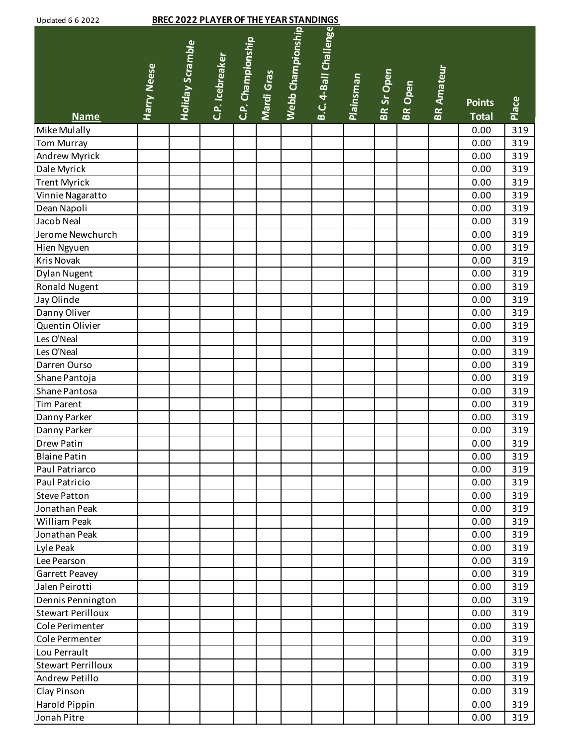Updated 6 6 2022

**BREC 2022 PLAYER OF THE YEAR STANDINGS**

| Name | Harry Neese | Holiday Scramble | C.P. Icebreaker | C.P. Championship | Mardi Gras | Webb Championship | B.C. 4-Ball Challenge | Plainsman | BR Sr Open | BR Open | BR Amateur | Points Total | Place |
|---|---|---|---|---|---|---|---|---|---|---|---|---|---|
| Mike Mulally | | | | | | | | | | | | 0.00 | 319 |
| Tom Murray | | | | | | | | | | | | 0.00 | 319 |
| Andrew Myrick | | | | | | | | | | | | 0.00 | 319 |
| Dale Myrick | | | | | | | | | | | | 0.00 | 319 |
| Trent Myrick | | | | | | | | | | | | 0.00 | 319 |
| Vinnie Nagaratto | | | | | | | | | | | | 0.00 | 319 |
| Dean Napoli | | | | | | | | | | | | 0.00 | 319 |
| Jacob Neal | | | | | | | | | | | | 0.00 | 319 |
| Jerome Newchurch | | | | | | | | | | | | 0.00 | 319 |
| Hien Ngyuen | | | | | | | | | | | | 0.00 | 319 |
| Kris Novak | | | | | | | | | | | | 0.00 | 319 |
| Dylan Nugent | | | | | | | | | | | | 0.00 | 319 |
| Ronald Nugent | | | | | | | | | | | | 0.00 | 319 |
| Jay Olinde | | | | | | | | | | | | 0.00 | 319 |
| Danny Oliver | | | | | | | | | | | | 0.00 | 319 |
| Quentin Olivier | | | | | | | | | | | | 0.00 | 319 |
| Les O'Neal | | | | | | | | | | | | 0.00 | 319 |
| Les O'Neal | | | | | | | | | | | | 0.00 | 319 |
| Darren Ourso | | | | | | | | | | | | 0.00 | 319 |
| Shane Pantoja | | | | | | | | | | | | 0.00 | 319 |
| Shane Pantosa | | | | | | | | | | | | 0.00 | 319 |
| Tim Parent | | | | | | | | | | | | 0.00 | 319 |
| Danny Parker | | | | | | | | | | | | 0.00 | 319 |
| Danny Parker | | | | | | | | | | | | 0.00 | 319 |
| Drew Patin | | | | | | | | | | | | 0.00 | 319 |
| Blaine Patin | | | | | | | | | | | | 0.00 | 319 |
| Paul Patriarco | | | | | | | | | | | | 0.00 | 319 |
| Paul Patricio | | | | | | | | | | | | 0.00 | 319 |
| Steve Patton | | | | | | | | | | | | 0.00 | 319 |
| Jonathan Peak | | | | | | | | | | | | 0.00 | 319 |
| William Peak | | | | | | | | | | | | 0.00 | 319 |
| Jonathan Peak | | | | | | | | | | | | 0.00 | 319 |
| Lyle Peak | | | | | | | | | | | | 0.00 | 319 |
| Lee Pearson | | | | | | | | | | | | 0.00 | 319 |
| Garrett Peavey | | | | | | | | | | | | 0.00 | 319 |
| Jalen Peirotti | | | | | | | | | | | | 0.00 | 319 |
| Dennis Pennington | | | | | | | | | | | | 0.00 | 319 |
| Stewart Perilloux | | | | | | | | | | | | 0.00 | 319 |
| Cole Perimenter | | | | | | | | | | | | 0.00 | 319 |
| Cole Permenter | | | | | | | | | | | | 0.00 | 319 |
| Lou Perrault | | | | | | | | | | | | 0.00 | 319 |
| Stewart Perrilloux | | | | | | | | | | | | 0.00 | 319 |
| Andrew Petillo | | | | | | | | | | | | 0.00 | 319 |
| Clay Pinson | | | | | | | | | | | | 0.00 | 319 |
| Harold Pippin | | | | | | | | | | | | 0.00 | 319 |
| Jonah Pitre | | | | | | | | | | | | 0.00 | 319 |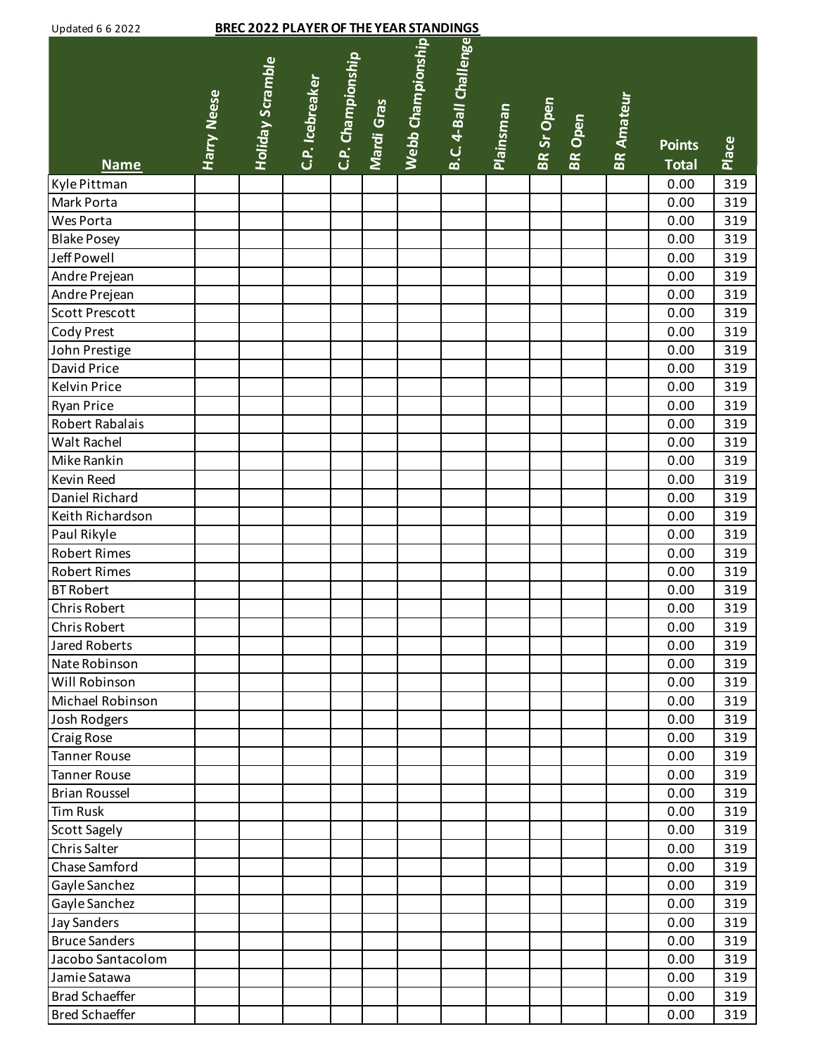Updated 6 6 2022

**BREC 2022 PLAYER OF THE YEAR STANDINGS**

| Name | Harry Neese | Holiday Scramble | C.P. Icebreaker | C.P. Championship | Mardi Gras | Webb Championship | B.C. 4-Ball Challenge | Plainsman | BR Sr Open | BR Open | BR Amateur | Points Total | Place |
|---|---|---|---|---|---|---|---|---|---|---|---|---|---|
| Kyle Pittman | | | | | | | | | | | | 0.00 | 319 |
| Mark Porta | | | | | | | | | | | | 0.00 | 319 |
| Wes Porta | | | | | | | | | | | | 0.00 | 319 |
| Blake Posey | | | | | | | | | | | | 0.00 | 319 |
| Jeff Powell | | | | | | | | | | | | 0.00 | 319 |
| Andre Prejean | | | | | | | | | | | | 0.00 | 319 |
| Andre Prejean | | | | | | | | | | | | 0.00 | 319 |
| Scott Prescott | | | | | | | | | | | | 0.00 | 319 |
| Cody Prest | | | | | | | | | | | | 0.00 | 319 |
| John Prestige | | | | | | | | | | | | 0.00 | 319 |
| David Price | | | | | | | | | | | | 0.00 | 319 |
| Kelvin Price | | | | | | | | | | | | 0.00 | 319 |
| Ryan Price | | | | | | | | | | | | 0.00 | 319 |
| Robert Rabalais | | | | | | | | | | | | 0.00 | 319 |
| Walt Rachel | | | | | | | | | | | | 0.00 | 319 |
| Mike Rankin | | | | | | | | | | | | 0.00 | 319 |
| Kevin Reed | | | | | | | | | | | | 0.00 | 319 |
| Daniel Richard | | | | | | | | | | | | 0.00 | 319 |
| Keith Richardson | | | | | | | | | | | | 0.00 | 319 |
| Paul Rikyle | | | | | | | | | | | | 0.00 | 319 |
| Robert Rimes | | | | | | | | | | | | 0.00 | 319 |
| Robert Rimes | | | | | | | | | | | | 0.00 | 319 |
| BT Robert | | | | | | | | | | | | 0.00 | 319 |
| Chris Robert | | | | | | | | | | | | 0.00 | 319 |
| Chris Robert | | | | | | | | | | | | 0.00 | 319 |
| Jared Roberts | | | | | | | | | | | | 0.00 | 319 |
| Nate Robinson | | | | | | | | | | | | 0.00 | 319 |
| Will Robinson | | | | | | | | | | | | 0.00 | 319 |
| Michael Robinson | | | | | | | | | | | | 0.00 | 319 |
| Josh Rodgers | | | | | | | | | | | | 0.00 | 319 |
| Craig Rose | | | | | | | | | | | | 0.00 | 319 |
| Tanner Rouse | | | | | | | | | | | | 0.00 | 319 |
| Tanner Rouse | | | | | | | | | | | | 0.00 | 319 |
| Brian Roussel | | | | | | | | | | | | 0.00 | 319 |
| Tim Rusk | | | | | | | | | | | | 0.00 | 319 |
| Scott Sagely | | | | | | | | | | | | 0.00 | 319 |
| Chris Salter | | | | | | | | | | | | 0.00 | 319 |
| Chase Samford | | | | | | | | | | | | 0.00 | 319 |
| Gayle Sanchez | | | | | | | | | | | | 0.00 | 319 |
| Gayle Sanchez | | | | | | | | | | | | 0.00 | 319 |
| Jay Sanders | | | | | | | | | | | | 0.00 | 319 |
| Bruce Sanders | | | | | | | | | | | | 0.00 | 319 |
| Jacobo Santacolom | | | | | | | | | | | | 0.00 | 319 |
| Jamie Satawa | | | | | | | | | | | | 0.00 | 319 |
| Brad Schaeffer | | | | | | | | | | | | 0.00 | 319 |
| Bred Schaeffer | | | | | | | | | | | | 0.00 | 319 |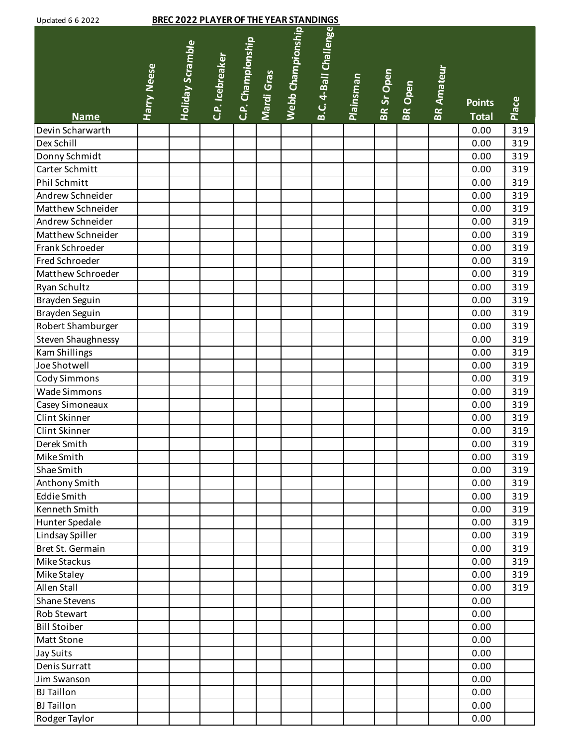Updated 6 6 2022

## BREC 2022 PLAYER OF THE YEAR STANDINGS

| Name | Harry Neese | Holiday Scramble | C.P. Icebreaker | C.P. Championship | Mardi Gras | Webb Championship | B.C. 4-Ball Challenge | Plainsman | BR Sr Open | BR Open | BR Amateur | Points Total | Place |
|---|---|---|---|---|---|---|---|---|---|---|---|---|---|
| Devin Scharwarth | | | | | | | | | | | | 0.00 | 319 |
| Dex Schill | | | | | | | | | | | | 0.00 | 319 |
| Donny Schmidt | | | | | | | | | | | | 0.00 | 319 |
| Carter Schmitt | | | | | | | | | | | | 0.00 | 319 |
| Phil Schmitt | | | | | | | | | | | | 0.00 | 319 |
| Andrew Schneider | | | | | | | | | | | | 0.00 | 319 |
| Matthew Schneider | | | | | | | | | | | | 0.00 | 319 |
| Andrew Schneider | | | | | | | | | | | | 0.00 | 319 |
| Matthew Schneider | | | | | | | | | | | | 0.00 | 319 |
| Frank Schroeder | | | | | | | | | | | | 0.00 | 319 |
| Fred Schroeder | | | | | | | | | | | | 0.00 | 319 |
| Matthew Schroeder | | | | | | | | | | | | 0.00 | 319 |
| Ryan Schultz | | | | | | | | | | | | 0.00 | 319 |
| Brayden Seguin | | | | | | | | | | | | 0.00 | 319 |
| Brayden Seguin | | | | | | | | | | | | 0.00 | 319 |
| Robert Shamburger | | | | | | | | | | | | 0.00 | 319 |
| Steven Shaughnessy | | | | | | | | | | | | 0.00 | 319 |
| Kam Shillings | | | | | | | | | | | | 0.00 | 319 |
| Joe Shotwell | | | | | | | | | | | | 0.00 | 319 |
| Cody Simmons | | | | | | | | | | | | 0.00 | 319 |
| Wade Simmons | | | | | | | | | | | | 0.00 | 319 |
| Casey Simoneaux | | | | | | | | | | | | 0.00 | 319 |
| Clint Skinner | | | | | | | | | | | | 0.00 | 319 |
| Clint Skinner | | | | | | | | | | | | 0.00 | 319 |
| Derek Smith | | | | | | | | | | | | 0.00 | 319 |
| Mike Smith | | | | | | | | | | | | 0.00 | 319 |
| Shae Smith | | | | | | | | | | | | 0.00 | 319 |
| Anthony Smith | | | | | | | | | | | | 0.00 | 319 |
| Eddie Smith | | | | | | | | | | | | 0.00 | 319 |
| Kenneth Smith | | | | | | | | | | | | 0.00 | 319 |
| Hunter Spedale | | | | | | | | | | | | 0.00 | 319 |
| Lindsay Spiller | | | | | | | | | | | | 0.00 | 319 |
| Bret St. Germain | | | | | | | | | | | | 0.00 | 319 |
| Mike Stackus | | | | | | | | | | | | 0.00 | 319 |
| Mike Staley | | | | | | | | | | | | 0.00 | 319 |
| Allen Stall | | | | | | | | | | | | 0.00 | 319 |
| Shane Stevens | | | | | | | | | | | | 0.00 | |
| Rob Stewart | | | | | | | | | | | | 0.00 | |
| Bill Stoiber | | | | | | | | | | | | 0.00 | |
| Matt Stone | | | | | | | | | | | | 0.00 | |
| Jay Suits | | | | | | | | | | | | 0.00 | |
| Denis Surratt | | | | | | | | | | | | 0.00 | |
| Jim Swanson | | | | | | | | | | | | 0.00 | |
| BJ Taillon | | | | | | | | | | | | 0.00 | |
| BJ Taillon | | | | | | | | | | | | 0.00 | |
| Rodger Taylor | | | | | | | | | | | | 0.00 | |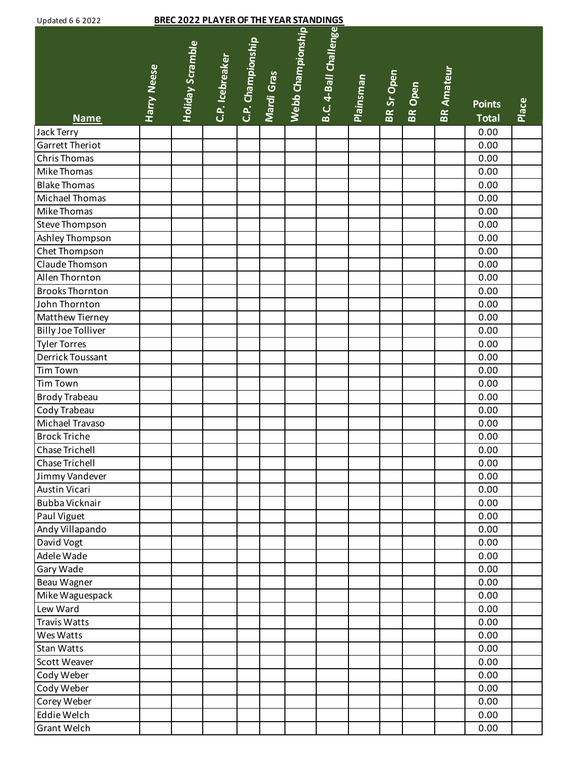Updated 6 6 2022

**BREC 2022 PLAYER OF THE YEAR STANDINGS**

| Name | Harry Neese | Holiday Scramble | C.P. Icebreaker | C.P. Championship | Mardi Gras | Webb Championship | B.C. 4-Ball Challenge | Plainsman | BR Sr Open | BR Open | BR Amateur | Points Total | Place |
|---|---|---|---|---|---|---|---|---|---|---|---|---|---|
| Jack Terry | | | | | | | | | | | | 0.00 | |
| Garrett Theriot | | | | | | | | | | | | 0.00 | |
| Chris Thomas | | | | | | | | | | | | 0.00 | |
| Mike Thomas | | | | | | | | | | | | 0.00 | |
| Blake Thomas | | | | | | | | | | | | 0.00 | |
| Michael Thomas | | | | | | | | | | | | 0.00 | |
| Mike Thomas | | | | | | | | | | | | 0.00 | |
| Steve Thompson | | | | | | | | | | | | 0.00 | |
| Ashley Thompson | | | | | | | | | | | | 0.00 | |
| Chet Thompson | | | | | | | | | | | | 0.00 | |
| Claude Thomson | | | | | | | | | | | | 0.00 | |
| Allen Thornton | | | | | | | | | | | | 0.00 | |
| Brooks Thornton | | | | | | | | | | | | 0.00 | |
| John Thornton | | | | | | | | | | | | 0.00 | |
| Matthew Tierney | | | | | | | | | | | | 0.00 | |
| Billy Joe Tolliver | | | | | | | | | | | | 0.00 | |
| Tyler Torres | | | | | | | | | | | | 0.00 | |
| Derrick Toussant | | | | | | | | | | | | 0.00 | |
| Tim Town | | | | | | | | | | | | 0.00 | |
| Tim Town | | | | | | | | | | | | 0.00 | |
| Brody Trabeau | | | | | | | | | | | | 0.00 | |
| Cody Trabeau | | | | | | | | | | | | 0.00 | |
| Michael Travaso | | | | | | | | | | | | 0.00 | |
| Brock Triche | | | | | | | | | | | | 0.00 | |
| Chase Trichell | | | | | | | | | | | | 0.00 | |
| Chase Trichell | | | | | | | | | | | | 0.00 | |
| Jimmy Vandever | | | | | | | | | | | | 0.00 | |
| Austin Vicari | | | | | | | | | | | | 0.00 | |
| Bubba Vicknair | | | | | | | | | | | | 0.00 | |
| Paul Viguet | | | | | | | | | | | | 0.00 | |
| Andy Villapando | | | | | | | | | | | | 0.00 | |
| David Vogt | | | | | | | | | | | | 0.00 | |
| Adele Wade | | | | | | | | | | | | 0.00 | |
| Gary Wade | | | | | | | | | | | | 0.00 | |
| Beau Wagner | | | | | | | | | | | | 0.00 | |
| Mike Waguespack | | | | | | | | | | | | 0.00 | |
| Lew Ward | | | | | | | | | | | | 0.00 | |
| Travis Watts | | | | | | | | | | | | 0.00 | |
| Wes Watts | | | | | | | | | | | | 0.00 | |
| Stan Watts | | | | | | | | | | | | 0.00 | |
| Scott Weaver | | | | | | | | | | | | 0.00 | |
| Cody Weber | | | | | | | | | | | | 0.00 | |
| Cody Weber | | | | | | | | | | | | 0.00 | |
| Corey Weber | | | | | | | | | | | | 0.00 | |
| Eddie Welch | | | | | | | | | | | | 0.00 | |
| Grant Welch | | | | | | | | | | | | 0.00 | |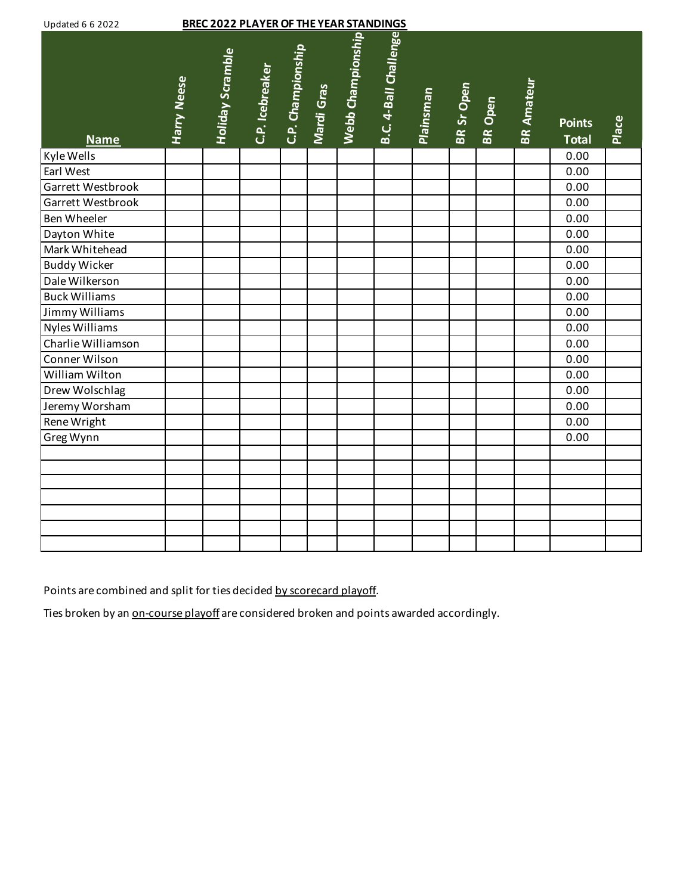Updated 6 6 2022

**BREC 2022 PLAYER OF THE YEAR STANDINGS**

| Name | Harry Neese | Holiday Scramble | C.P. Icebreaker | C.P. Championship | Mardi Gras | Webb Championship | B.C. 4-Ball Challenge | Plainsman | BR Sr Open | BR Open | BR Amateur | Points Total | Place |
|---|---|---|---|---|---|---|---|---|---|---|---|---|---|
| Kyle Wells | | | | | | | | | | | | 0.00 | |
| Earl West | | | | | | | | | | | | 0.00 | |
| Garrett Westbrook | | | | | | | | | | | | 0.00 | |
| Garrett Westbrook | | | | | | | | | | | | 0.00 | |
| Ben Wheeler | | | | | | | | | | | | 0.00 | |
| Dayton White | | | | | | | | | | | | 0.00 | |
| Mark Whitehead | | | | | | | | | | | | 0.00 | |
| Buddy Wicker | | | | | | | | | | | | 0.00 | |
| Dale Wilkerson | | | | | | | | | | | | 0.00 | |
| Buck Williams | | | | | | | | | | | | 0.00 | |
| Jimmy Williams | | | | | | | | | | | | 0.00 | |
| Nyles Williams | | | | | | | | | | | | 0.00 | |
| Charlie Williamson | | | | | | | | | | | | 0.00 | |
| Conner Wilson | | | | | | | | | | | | 0.00 | |
| William Wilton | | | | | | | | | | | | 0.00 | |
| Drew Wolschlag | | | | | | | | | | | | 0.00 | |
| Jeremy Worsham | | | | | | | | | | | | 0.00 | |
| Rene Wright | | | | | | | | | | | | 0.00 | |
| Greg Wynn | | | | | | | | | | | | 0.00 | |
| | | | | | | | | | | | | | |
| | | | | | | | | | | | | | |
| | | | | | | | | | | | | | |
| | | | | | | | | | | | | | |
| | | | | | | | | | | | | | |
| | | | | | | | | | | | | | |
| | | | | | | | | | | | | | |

Points are combined and split for ties decided by scorecard playoff.

Ties broken by an on-course playoff are considered broken and points awarded accordingly.